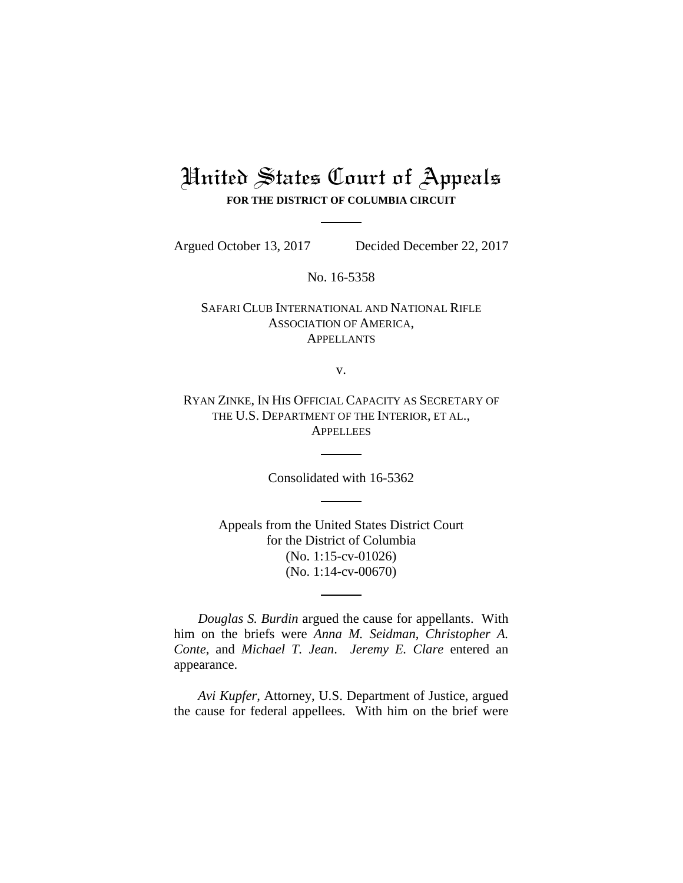# United States Court of Appeals

**FOR THE DISTRICT OF COLUMBIA CIRCUIT**

---

Argued October 13, 2017 Decided December 22, 2017

No. 16-5358

SAFARI CLUB INTERNATIONAL AND NATIONAL RIFLE ASSOCIATION OF AMERICA,
APPELLANTS

v.

RYAN ZINKE, IN HIS OFFICIAL CAPACITY AS SECRETARY OF THE U.S. DEPARTMENT OF THE INTERIOR, ET AL.,
APPELLEES

---

Consolidated with 16-5362

---

Appeals from the United States District Court
for the District of Columbia
(No. 1:15-cv-01026)
(No. 1:14-cv-00670)

---

*Douglas S. Burdin* argued the cause for appellants. With him on the briefs were *Anna M. Seidman*, *Christopher A. Conte*, and *Michael T. Jean*. *Jeremy E. Clare* entered an appearance.

*Avi Kupfer*, Attorney, U.S. Department of Justice, argued the cause for federal appellees. With him on the brief were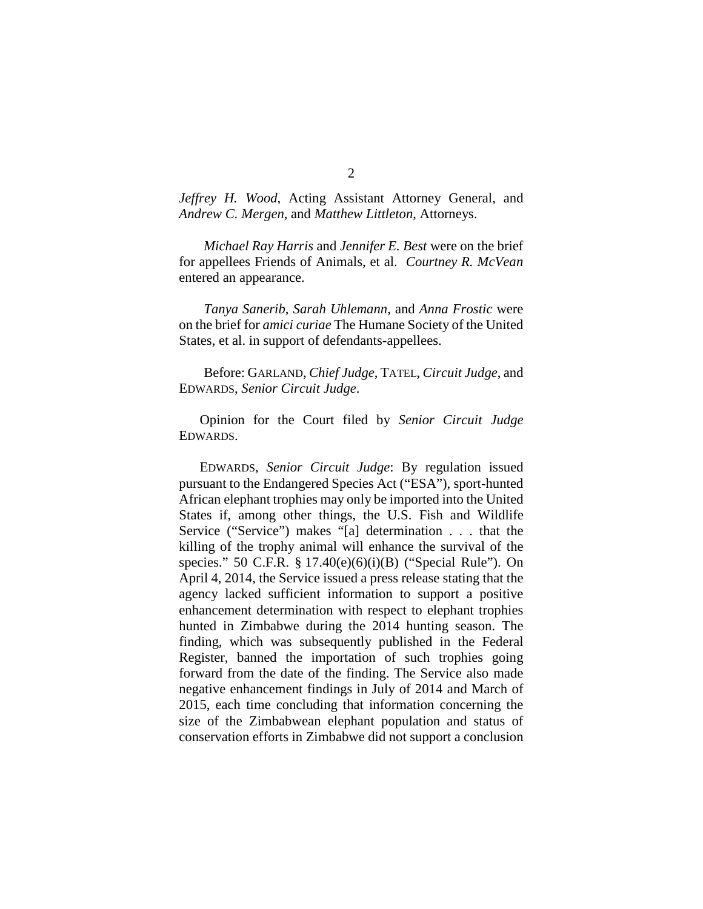*Jeffrey H. Wood*, Acting Assistant Attorney General, and *Andrew C. Mergen*, and *Matthew Littleton*, Attorneys.

*Michael Ray Harris* and *Jennifer E. Best* were on the brief for appellees Friends of Animals, et al. *Courtney R. McVean* entered an appearance.

*Tanya Sanerib*, *Sarah Uhlemann*, and *Anna Frostic* were on the brief for *amici curiae* The Humane Society of the United States, et al. in support of defendants-appellees.

Before: GARLAND, *Chief Judge*, TATEL, *Circuit Judge*, and EDWARDS, *Senior Circuit Judge*.

Opinion for the Court filed by *Senior Circuit Judge* EDWARDS.

EDWARDS, *Senior Circuit Judge*: By regulation issued pursuant to the Endangered Species Act ("ESA"), sport-hunted African elephant trophies may only be imported into the United States if, among other things, the U.S. Fish and Wildlife Service ("Service") makes "[a] determination . . . that the killing of the trophy animal will enhance the survival of the species." 50 C.F.R. § 17.40(e)(6)(i)(B) ("Special Rule"). On April 4, 2014, the Service issued a press release stating that the agency lacked sufficient information to support a positive enhancement determination with respect to elephant trophies hunted in Zimbabwe during the 2014 hunting season. The finding, which was subsequently published in the Federal Register, banned the importation of such trophies going forward from the date of the finding. The Service also made negative enhancement findings in July of 2014 and March of 2015, each time concluding that information concerning the size of the Zimbabwean elephant population and status of conservation efforts in Zimbabwe did not support a conclusion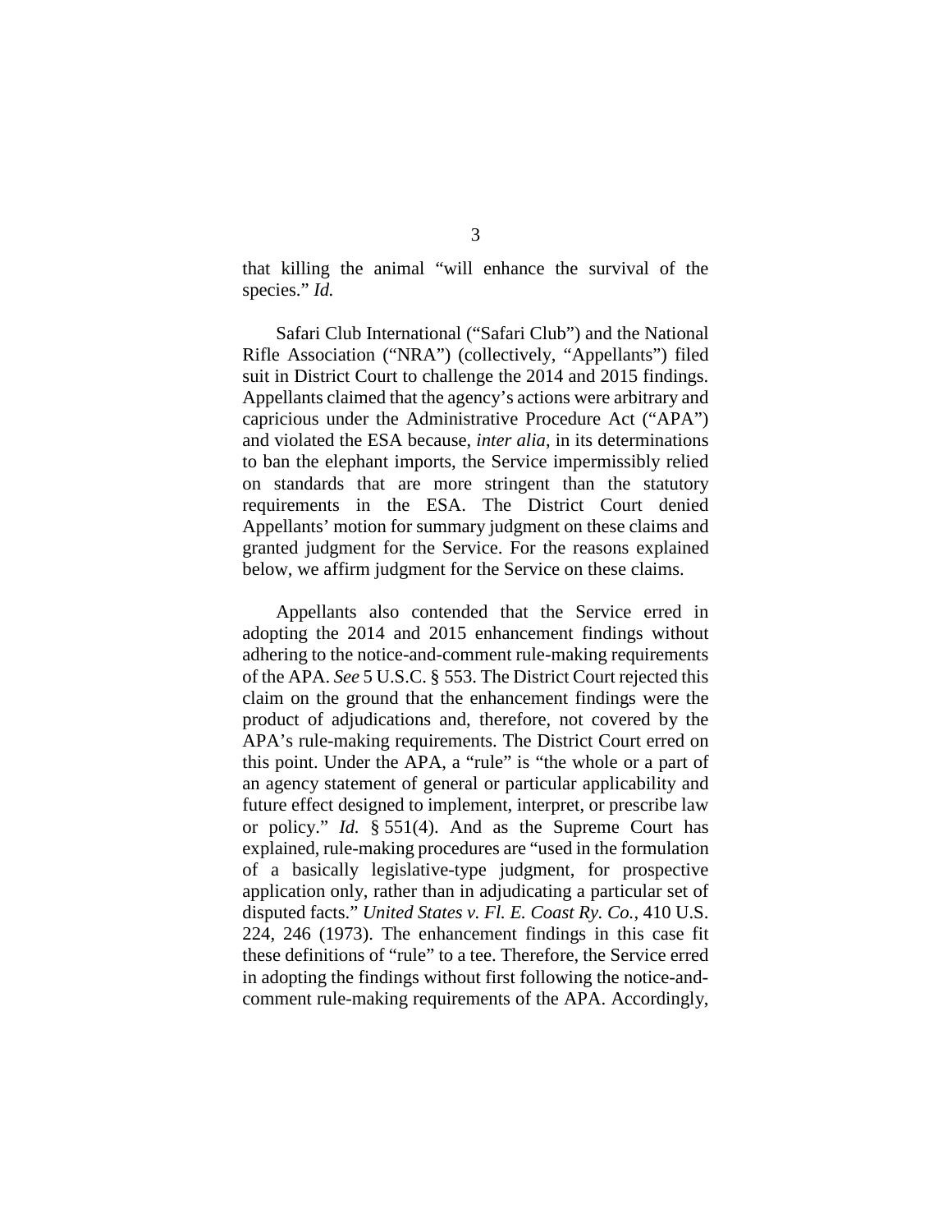that killing the animal "will enhance the survival of the species." *Id.*

Safari Club International ("Safari Club") and the National Rifle Association ("NRA") (collectively, "Appellants") filed suit in District Court to challenge the 2014 and 2015 findings. Appellants claimed that the agency's actions were arbitrary and capricious under the Administrative Procedure Act ("APA") and violated the ESA because, *inter alia*, in its determinations to ban the elephant imports, the Service impermissibly relied on standards that are more stringent than the statutory requirements in the ESA. The District Court denied Appellants' motion for summary judgment on these claims and granted judgment for the Service. For the reasons explained below, we affirm judgment for the Service on these claims.

Appellants also contended that the Service erred in adopting the 2014 and 2015 enhancement findings without adhering to the notice-and-comment rule-making requirements of the APA. *See* 5 U.S.C. § 553. The District Court rejected this claim on the ground that the enhancement findings were the product of adjudications and, therefore, not covered by the APA's rule-making requirements. The District Court erred on this point. Under the APA, a "rule" is "the whole or a part of an agency statement of general or particular applicability and future effect designed to implement, interpret, or prescribe law or policy." *Id.* § 551(4). And as the Supreme Court has explained, rule-making procedures are "used in the formulation of a basically legislative-type judgment, for prospective application only, rather than in adjudicating a particular set of disputed facts." *United States v. Fl. E. Coast Ry. Co.*, 410 U.S. 224, 246 (1973). The enhancement findings in this case fit these definitions of "rule" to a tee. Therefore, the Service erred in adopting the findings without first following the notice-and-comment rule-making requirements of the APA. Accordingly,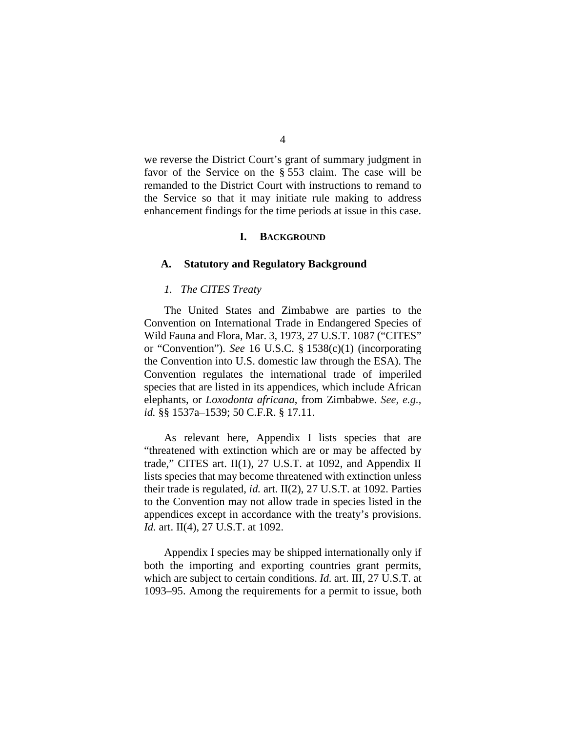we reverse the District Court's grant of summary judgment in favor of the Service on the § 553 claim. The case will be remanded to the District Court with instructions to remand to the Service so that it may initiate rule making to address enhancement findings for the time periods at issue in this case.

## I. Background

### A. Statutory and Regulatory Background

#### *1. The CITES Treaty*

The United States and Zimbabwe are parties to the Convention on International Trade in Endangered Species of Wild Fauna and Flora, Mar. 3, 1973, 27 U.S.T. 1087 ("CITES" or "Convention"). *See* 16 U.S.C. § 1538(c)(1) (incorporating the Convention into U.S. domestic law through the ESA). The Convention regulates the international trade of imperiled species that are listed in its appendices, which include African elephants, or *Loxodonta africana*, from Zimbabwe. *See, e.g.*, *id.* §§ 1537a–1539; 50 C.F.R. § 17.11.

As relevant here, Appendix I lists species that are "threatened with extinction which are or may be affected by trade," CITES art. II(1), 27 U.S.T. at 1092, and Appendix II lists species that may become threatened with extinction unless their trade is regulated, *id.* art. II(2), 27 U.S.T. at 1092. Parties to the Convention may not allow trade in species listed in the appendices except in accordance with the treaty's provisions. *Id.* art. II(4), 27 U.S.T. at 1092.

Appendix I species may be shipped internationally only if both the importing and exporting countries grant permits, which are subject to certain conditions. *Id.* art. III, 27 U.S.T. at 1093–95. Among the requirements for a permit to issue, both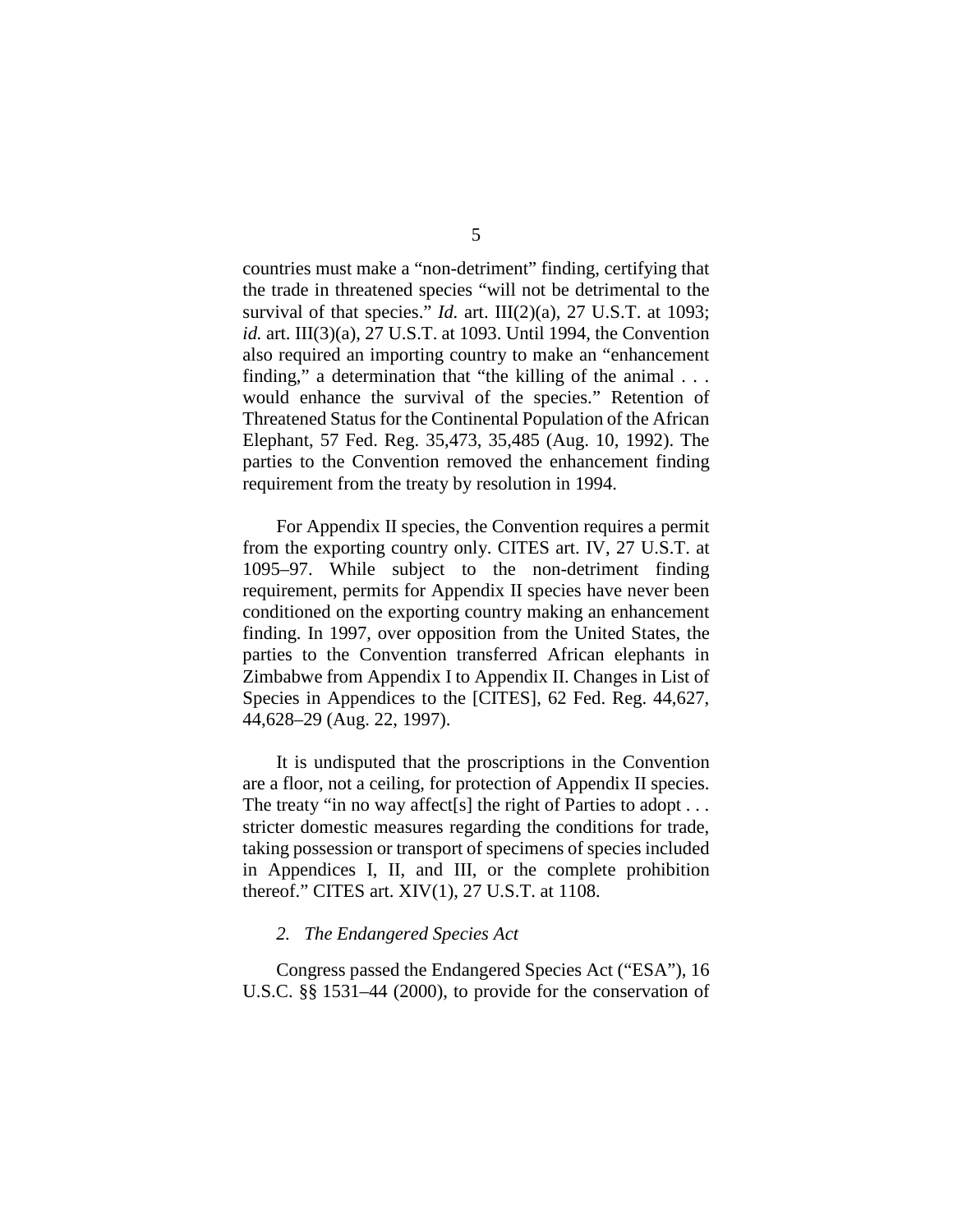countries must make a "non-detriment" finding, certifying that the trade in threatened species "will not be detrimental to the survival of that species." *Id.* art. III(2)(a), 27 U.S.T. at 1093; *id.* art. III(3)(a), 27 U.S.T. at 1093. Until 1994, the Convention also required an importing country to make an "enhancement finding," a determination that "the killing of the animal . . . would enhance the survival of the species." Retention of Threatened Status for the Continental Population of the African Elephant, 57 Fed. Reg. 35,473, 35,485 (Aug. 10, 1992). The parties to the Convention removed the enhancement finding requirement from the treaty by resolution in 1994.

For Appendix II species, the Convention requires a permit from the exporting country only. CITES art. IV, 27 U.S.T. at 1095–97. While subject to the non-detriment finding requirement, permits for Appendix II species have never been conditioned on the exporting country making an enhancement finding. In 1997, over opposition from the United States, the parties to the Convention transferred African elephants in Zimbabwe from Appendix I to Appendix II. Changes in List of Species in Appendices to the [CITES], 62 Fed. Reg. 44,627, 44,628–29 (Aug. 22, 1997).

It is undisputed that the proscriptions in the Convention are a floor, not a ceiling, for protection of Appendix II species. The treaty "in no way affect[s] the right of Parties to adopt . . . stricter domestic measures regarding the conditions for trade, taking possession or transport of specimens of species included in Appendices I, II, and III, or the complete prohibition thereof." CITES art. XIV(1), 27 U.S.T. at 1108.

### *2. The Endangered Species Act*

Congress passed the Endangered Species Act ("ESA"), 16 U.S.C. §§ 1531–44 (2000), to provide for the conservation of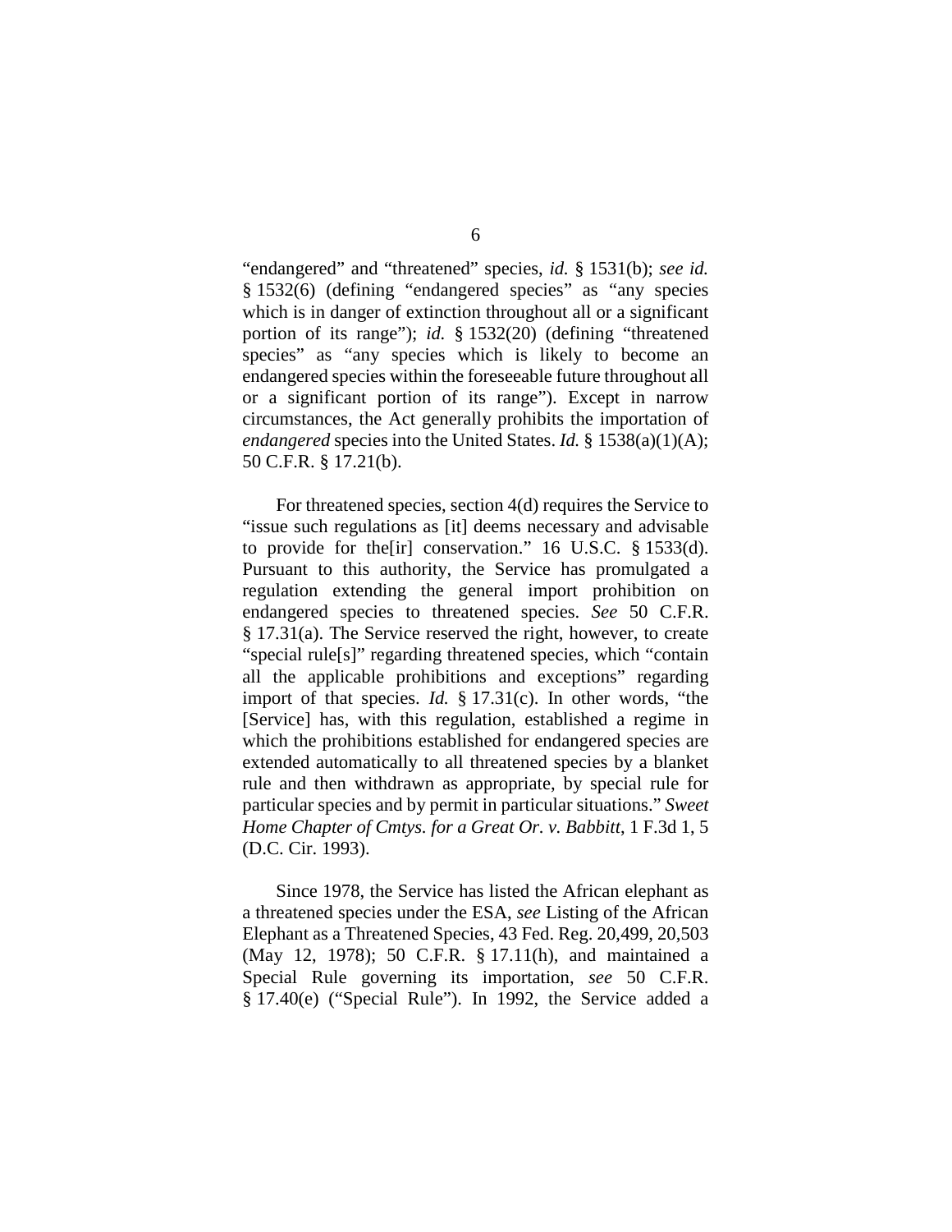“endangered” and “threatened” species, *id.* § 1531(b); *see id.* § 1532(6) (defining “endangered species” as “any species which is in danger of extinction throughout all or a significant portion of its range”); *id.* § 1532(20) (defining “threatened species” as “any species which is likely to become an endangered species within the foreseeable future throughout all or a significant portion of its range”). Except in narrow circumstances, the Act generally prohibits the importation of *endangered* species into the United States. *Id.* § 1538(a)(1)(A); 50 C.F.R. § 17.21(b).

For threatened species, section 4(d) requires the Service to “issue such regulations as [it] deems necessary and advisable to provide for the[ir] conservation.” 16 U.S.C. § 1533(d). Pursuant to this authority, the Service has promulgated a regulation extending the general import prohibition on endangered species to threatened species. *See* 50 C.F.R. § 17.31(a). The Service reserved the right, however, to create “special rule[s]” regarding threatened species, which “contain all the applicable prohibitions and exceptions” regarding import of that species. *Id.* § 17.31(c). In other words, “the [Service] has, with this regulation, established a regime in which the prohibitions established for endangered species are extended automatically to all threatened species by a blanket rule and then withdrawn as appropriate, by special rule for particular species and by permit in particular situations.” *Sweet Home Chapter of Cmtys. for a Great Or. v. Babbitt*, 1 F.3d 1, 5 (D.C. Cir. 1993).

Since 1978, the Service has listed the African elephant as a threatened species under the ESA, *see* Listing of the African Elephant as a Threatened Species, 43 Fed. Reg. 20,499, 20,503 (May 12, 1978); 50 C.F.R. § 17.11(h), and maintained a Special Rule governing its importation, *see* 50 C.F.R. § 17.40(e) (“Special Rule”). In 1992, the Service added a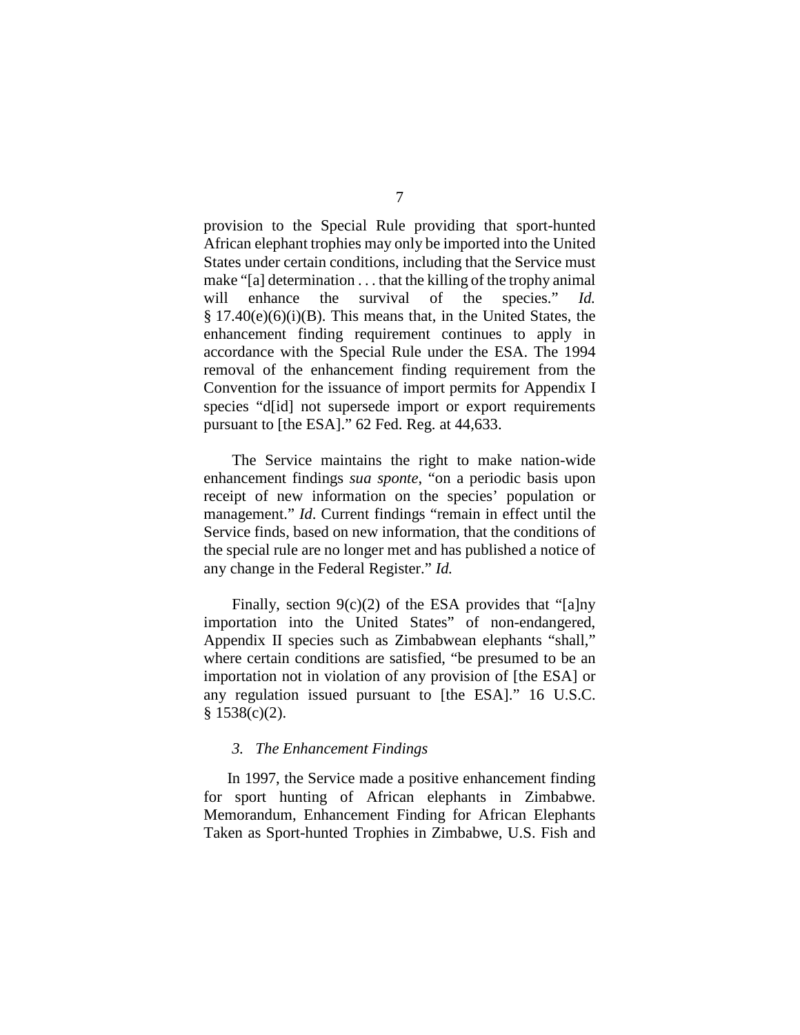provision to the Special Rule providing that sport-hunted African elephant trophies may only be imported into the United States under certain conditions, including that the Service must make "[a] determination . . . that the killing of the trophy animal will enhance the survival of the species." *Id.* § 17.40(e)(6)(i)(B). This means that, in the United States, the enhancement finding requirement continues to apply in accordance with the Special Rule under the ESA. The 1994 removal of the enhancement finding requirement from the Convention for the issuance of import permits for Appendix I species "d[id] not supersede import or export requirements pursuant to [the ESA]." 62 Fed. Reg. at 44,633.

The Service maintains the right to make nation-wide enhancement findings *sua sponte*, "on a periodic basis upon receipt of new information on the species' population or management." *Id*. Current findings "remain in effect until the Service finds, based on new information, that the conditions of the special rule are no longer met and has published a notice of any change in the Federal Register." *Id.*

Finally, section 9(c)(2) of the ESA provides that "[a]ny importation into the United States" of non-endangered, Appendix II species such as Zimbabwean elephants "shall," where certain conditions are satisfied, "be presumed to be an importation not in violation of any provision of [the ESA] or any regulation issued pursuant to [the ESA]." 16 U.S.C. § 1538(c)(2).

### *3. The Enhancement Findings*

In 1997, the Service made a positive enhancement finding for sport hunting of African elephants in Zimbabwe. Memorandum, Enhancement Finding for African Elephants Taken as Sport-hunted Trophies in Zimbabwe, U.S. Fish and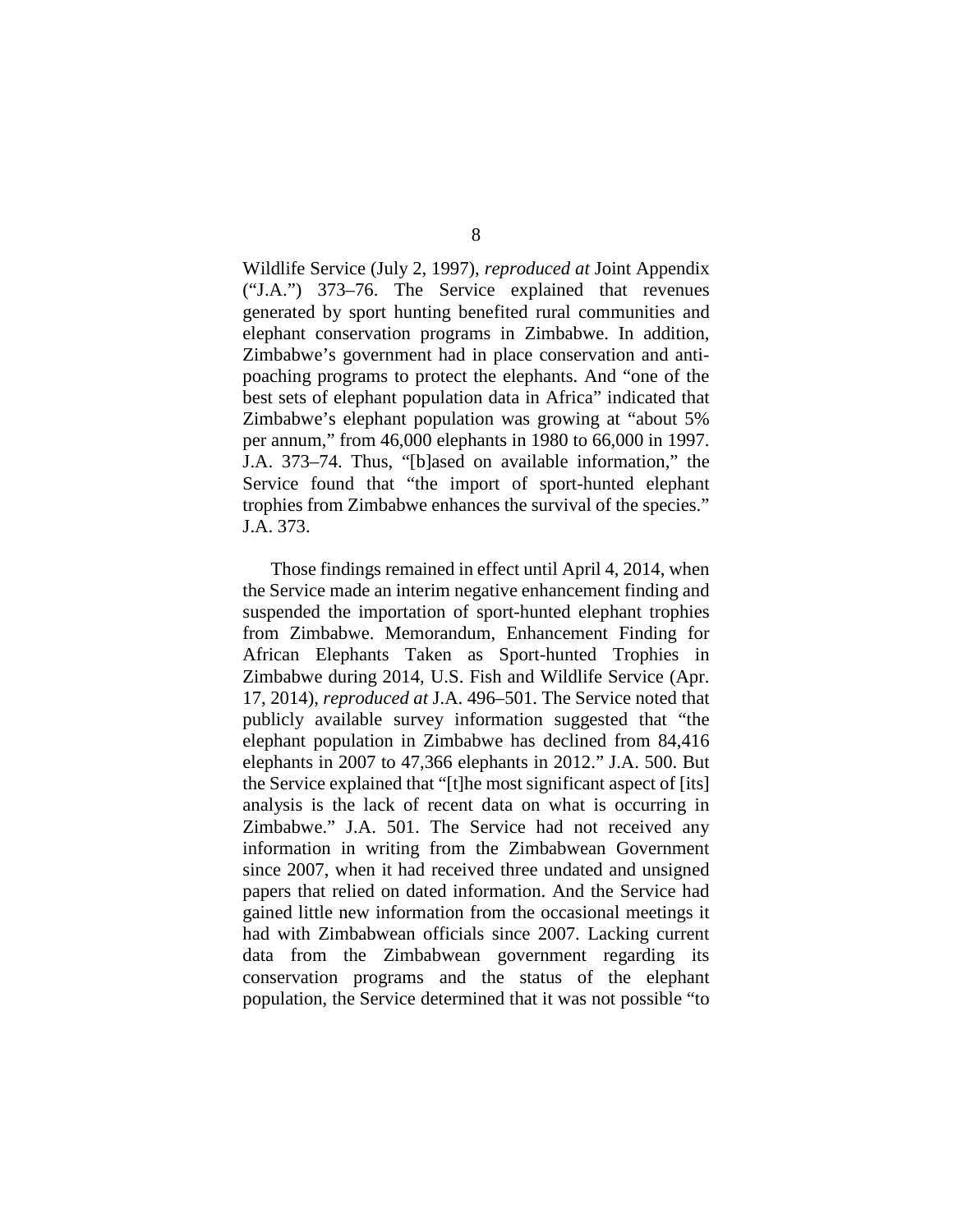Wildlife Service (July 2, 1997), *reproduced at* Joint Appendix ("J.A.") 373–76. The Service explained that revenues generated by sport hunting benefited rural communities and elephant conservation programs in Zimbabwe. In addition, Zimbabwe's government had in place conservation and anti-poaching programs to protect the elephants. And "one of the best sets of elephant population data in Africa" indicated that Zimbabwe's elephant population was growing at "about 5% per annum," from 46,000 elephants in 1980 to 66,000 in 1997. J.A. 373–74. Thus, "[b]ased on available information," the Service found that "the import of sport-hunted elephant trophies from Zimbabwe enhances the survival of the species." J.A. 373.

Those findings remained in effect until April 4, 2014, when the Service made an interim negative enhancement finding and suspended the importation of sport-hunted elephant trophies from Zimbabwe. Memorandum, Enhancement Finding for African Elephants Taken as Sport-hunted Trophies in Zimbabwe during 2014, U.S. Fish and Wildlife Service (Apr. 17, 2014), *reproduced at* J.A. 496–501. The Service noted that publicly available survey information suggested that "the elephant population in Zimbabwe has declined from 84,416 elephants in 2007 to 47,366 elephants in 2012." J.A. 500. But the Service explained that "[t]he most significant aspect of [its] analysis is the lack of recent data on what is occurring in Zimbabwe." J.A. 501. The Service had not received any information in writing from the Zimbabwean Government since 2007, when it had received three undated and unsigned papers that relied on dated information. And the Service had gained little new information from the occasional meetings it had with Zimbabwean officials since 2007. Lacking current data from the Zimbabwean government regarding its conservation programs and the status of the elephant population, the Service determined that it was not possible "to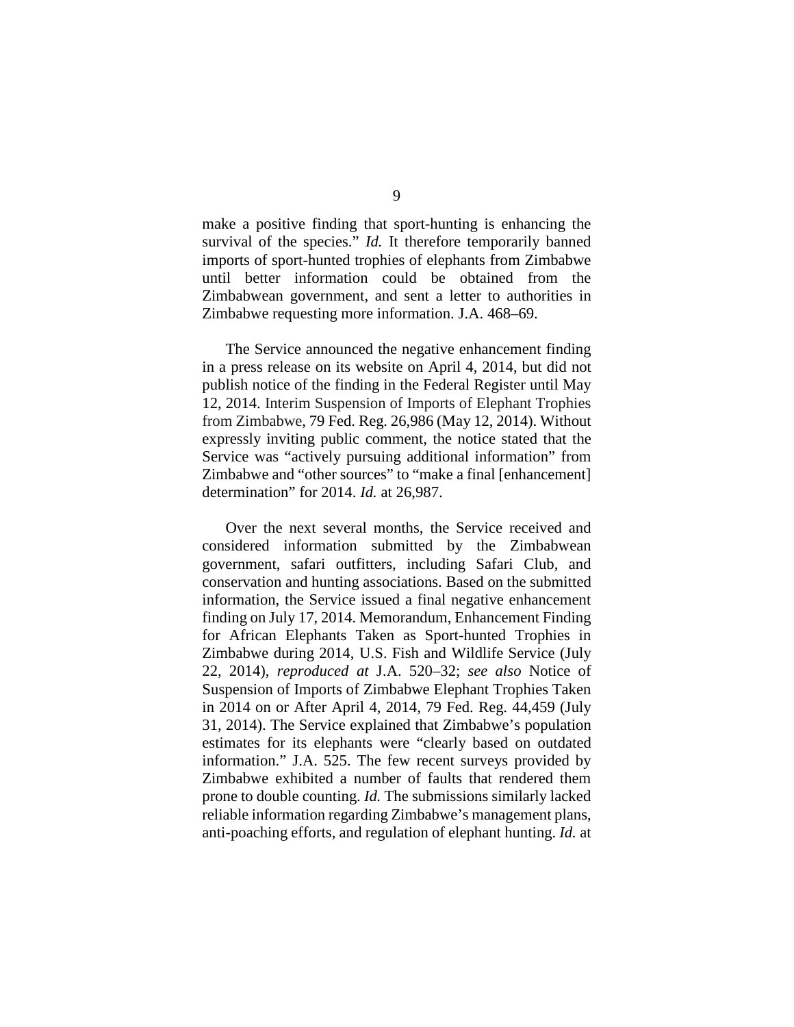make a positive finding that sport-hunting is enhancing the survival of the species." *Id.* It therefore temporarily banned imports of sport-hunted trophies of elephants from Zimbabwe until better information could be obtained from the Zimbabwean government, and sent a letter to authorities in Zimbabwe requesting more information. J.A. 468–69.

The Service announced the negative enhancement finding in a press release on its website on April 4, 2014, but did not publish notice of the finding in the Federal Register until May 12, 2014. Interim Suspension of Imports of Elephant Trophies from Zimbabwe, 79 Fed. Reg. 26,986 (May 12, 2014). Without expressly inviting public comment, the notice stated that the Service was "actively pursuing additional information" from Zimbabwe and "other sources" to "make a final [enhancement] determination" for 2014. *Id.* at 26,987.

Over the next several months, the Service received and considered information submitted by the Zimbabwean government, safari outfitters, including Safari Club, and conservation and hunting associations. Based on the submitted information, the Service issued a final negative enhancement finding on July 17, 2014. Memorandum, Enhancement Finding for African Elephants Taken as Sport-hunted Trophies in Zimbabwe during 2014, U.S. Fish and Wildlife Service (July 22, 2014), *reproduced at* J.A. 520–32; *see also* Notice of Suspension of Imports of Zimbabwe Elephant Trophies Taken in 2014 on or After April 4, 2014, 79 Fed. Reg. 44,459 (July 31, 2014). The Service explained that Zimbabwe's population estimates for its elephants were "clearly based on outdated information." J.A. 525. The few recent surveys provided by Zimbabwe exhibited a number of faults that rendered them prone to double counting. *Id.* The submissions similarly lacked reliable information regarding Zimbabwe's management plans, anti-poaching efforts, and regulation of elephant hunting. *Id.* at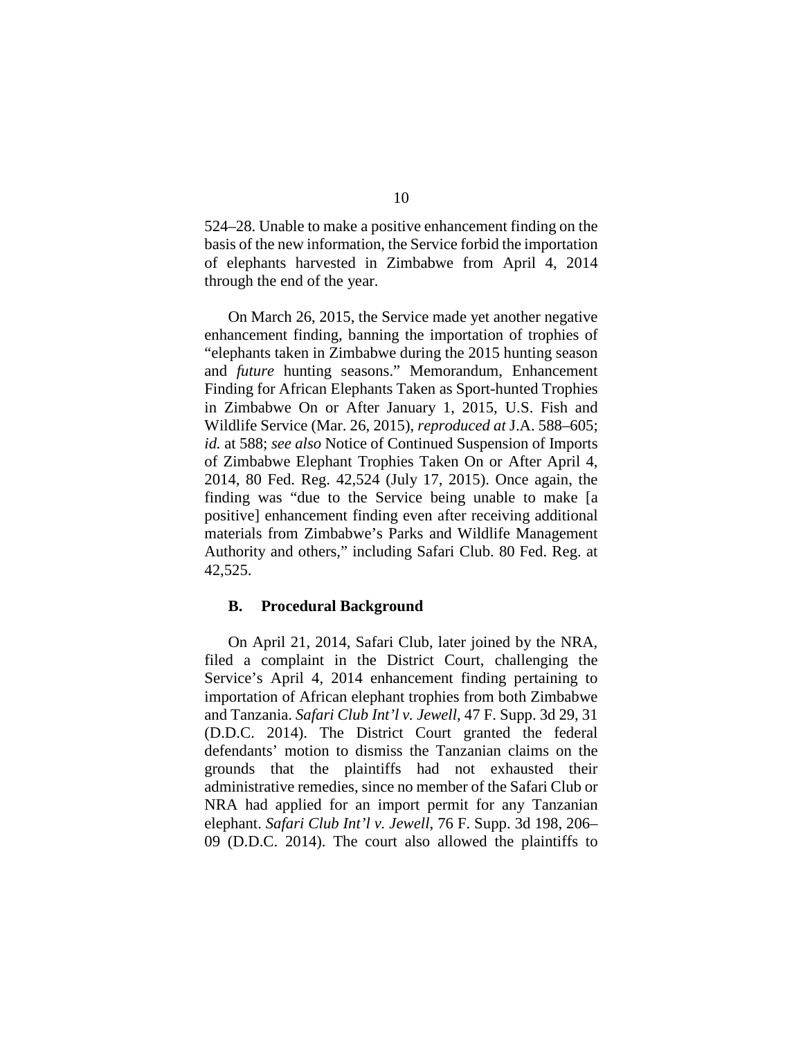524–28. Unable to make a positive enhancement finding on the basis of the new information, the Service forbid the importation of elephants harvested in Zimbabwe from April 4, 2014 through the end of the year.

On March 26, 2015, the Service made yet another negative enhancement finding, banning the importation of trophies of "elephants taken in Zimbabwe during the 2015 hunting season and *future* hunting seasons." Memorandum, Enhancement Finding for African Elephants Taken as Sport-hunted Trophies in Zimbabwe On or After January 1, 2015, U.S. Fish and Wildlife Service (Mar. 26, 2015), *reproduced at* J.A. 588–605; *id.* at 588; *see also* Notice of Continued Suspension of Imports of Zimbabwe Elephant Trophies Taken On or After April 4, 2014, 80 Fed. Reg. 42,524 (July 17, 2015). Once again, the finding was "due to the Service being unable to make [a positive] enhancement finding even after receiving additional materials from Zimbabwe's Parks and Wildlife Management Authority and others," including Safari Club. 80 Fed. Reg. at 42,525.

### B. Procedural Background

On April 21, 2014, Safari Club, later joined by the NRA, filed a complaint in the District Court, challenging the Service's April 4, 2014 enhancement finding pertaining to importation of African elephant trophies from both Zimbabwe and Tanzania. *Safari Club Int'l v. Jewell*, 47 F. Supp. 3d 29, 31 (D.D.C. 2014). The District Court granted the federal defendants' motion to dismiss the Tanzanian claims on the grounds that the plaintiffs had not exhausted their administrative remedies, since no member of the Safari Club or NRA had applied for an import permit for any Tanzanian elephant. *Safari Club Int'l v. Jewell*, 76 F. Supp. 3d 198, 206–09 (D.D.C. 2014). The court also allowed the plaintiffs to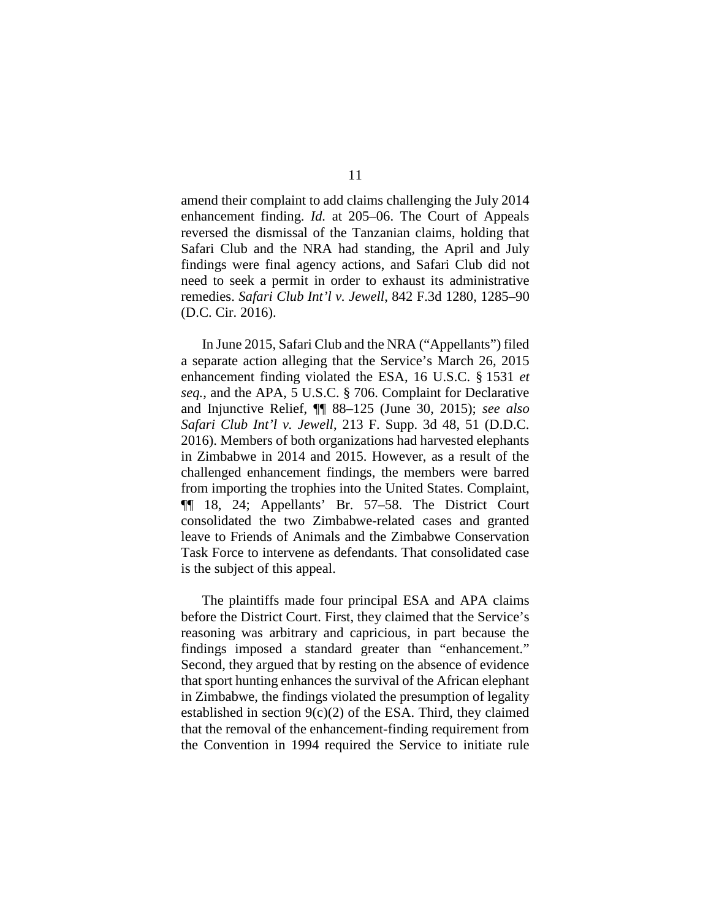amend their complaint to add claims challenging the July 2014 enhancement finding. *Id.* at 205–06. The Court of Appeals reversed the dismissal of the Tanzanian claims, holding that Safari Club and the NRA had standing, the April and July findings were final agency actions, and Safari Club did not need to seek a permit in order to exhaust its administrative remedies. *Safari Club Int'l v. Jewell*, 842 F.3d 1280, 1285–90 (D.C. Cir. 2016).

In June 2015, Safari Club and the NRA ("Appellants") filed a separate action alleging that the Service's March 26, 2015 enhancement finding violated the ESA, 16 U.S.C. § 1531 *et seq.*, and the APA, 5 U.S.C. § 706. Complaint for Declarative and Injunctive Relief, ¶¶ 88–125 (June 30, 2015); *see also Safari Club Int'l v. Jewell*, 213 F. Supp. 3d 48, 51 (D.D.C. 2016). Members of both organizations had harvested elephants in Zimbabwe in 2014 and 2015. However, as a result of the challenged enhancement findings, the members were barred from importing the trophies into the United States. Complaint, ¶¶ 18, 24; Appellants' Br. 57–58. The District Court consolidated the two Zimbabwe-related cases and granted leave to Friends of Animals and the Zimbabwe Conservation Task Force to intervene as defendants. That consolidated case is the subject of this appeal.

The plaintiffs made four principal ESA and APA claims before the District Court. First, they claimed that the Service's reasoning was arbitrary and capricious, in part because the findings imposed a standard greater than "enhancement." Second, they argued that by resting on the absence of evidence that sport hunting enhances the survival of the African elephant in Zimbabwe, the findings violated the presumption of legality established in section 9(c)(2) of the ESA. Third, they claimed that the removal of the enhancement-finding requirement from the Convention in 1994 required the Service to initiate rule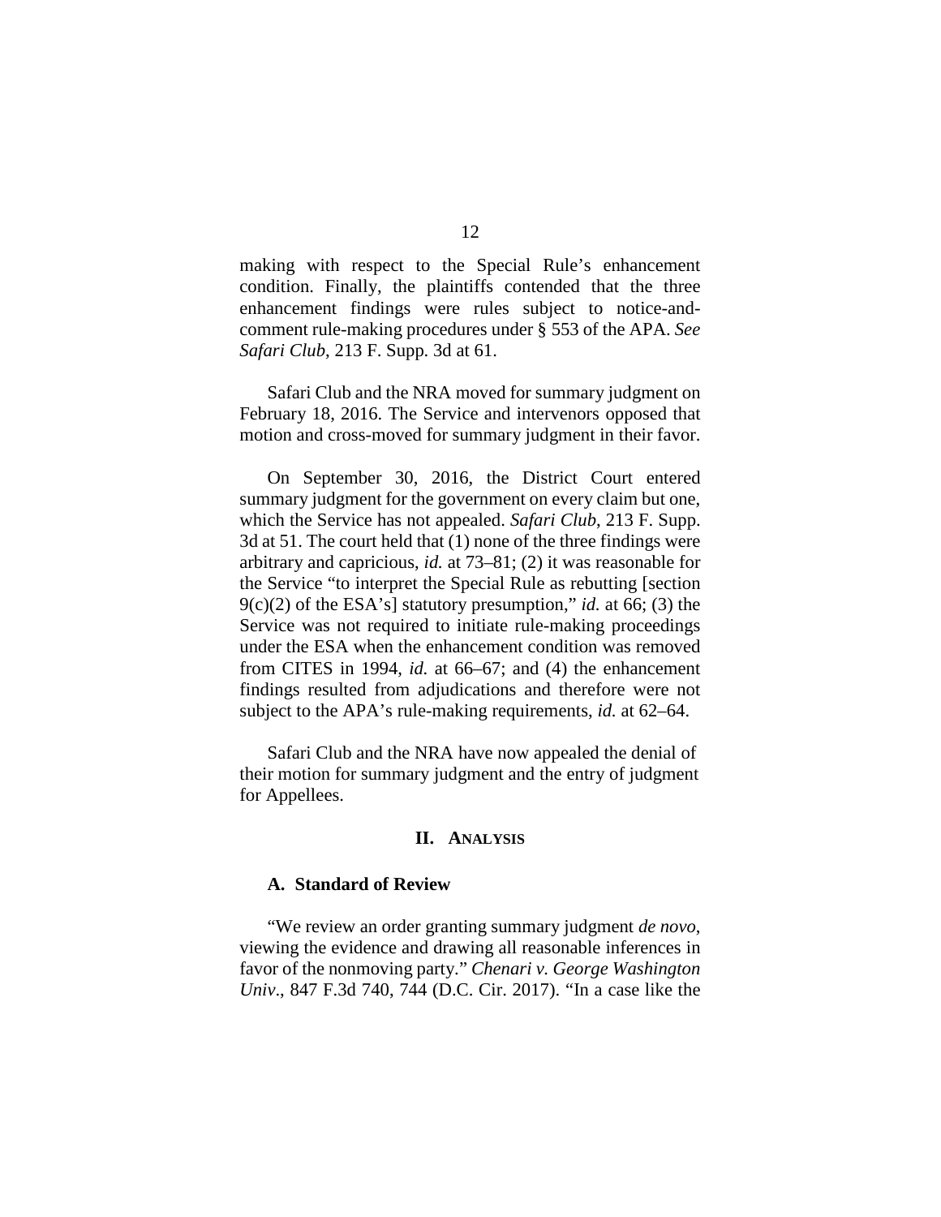making with respect to the Special Rule's enhancement condition. Finally, the plaintiffs contended that the three enhancement findings were rules subject to notice-and-comment rule-making procedures under § 553 of the APA. *See Safari Club*, 213 F. Supp. 3d at 61.

Safari Club and the NRA moved for summary judgment on February 18, 2016. The Service and intervenors opposed that motion and cross-moved for summary judgment in their favor.

On September 30, 2016, the District Court entered summary judgment for the government on every claim but one, which the Service has not appealed. *Safari Club*, 213 F. Supp. 3d at 51. The court held that (1) none of the three findings were arbitrary and capricious, *id.* at 73–81; (2) it was reasonable for the Service "to interpret the Special Rule as rebutting [section 9(c)(2) of the ESA's] statutory presumption," *id.* at 66; (3) the Service was not required to initiate rule-making proceedings under the ESA when the enhancement condition was removed from CITES in 1994, *id.* at 66–67; and (4) the enhancement findings resulted from adjudications and therefore were not subject to the APA's rule-making requirements, *id.* at 62–64.

Safari Club and the NRA have now appealed the denial of their motion for summary judgment and the entry of judgment for Appellees.

## II. Analysis

### A. Standard of Review

"We review an order granting summary judgment *de novo*, viewing the evidence and drawing all reasonable inferences in favor of the nonmoving party." *Chenari v. George Washington Univ*., 847 F.3d 740, 744 (D.C. Cir. 2017). "In a case like the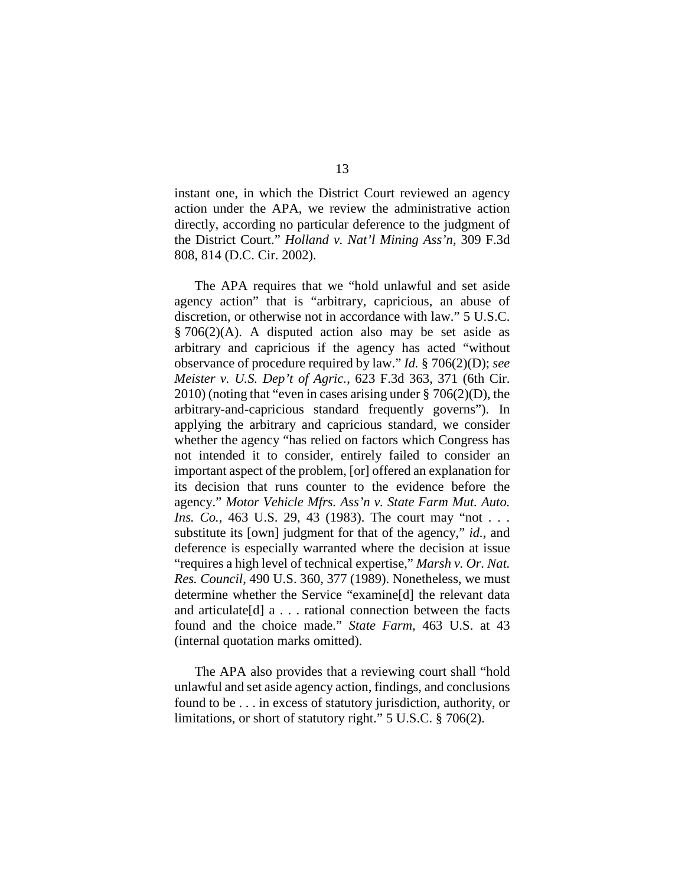instant one, in which the District Court reviewed an agency action under the APA, we review the administrative action directly, according no particular deference to the judgment of the District Court." *Holland v. Nat'l Mining Ass'n*, 309 F.3d 808, 814 (D.C. Cir. 2002).

The APA requires that we "hold unlawful and set aside agency action" that is "arbitrary, capricious, an abuse of discretion, or otherwise not in accordance with law." 5 U.S.C. § 706(2)(A). A disputed action also may be set aside as arbitrary and capricious if the agency has acted "without observance of procedure required by law." *Id.* § 706(2)(D); *see Meister v. U.S. Dep't of Agric.*, 623 F.3d 363, 371 (6th Cir. 2010) (noting that "even in cases arising under § 706(2)(D), the arbitrary-and-capricious standard frequently governs"). In applying the arbitrary and capricious standard, we consider whether the agency "has relied on factors which Congress has not intended it to consider, entirely failed to consider an important aspect of the problem, [or] offered an explanation for its decision that runs counter to the evidence before the agency." *Motor Vehicle Mfrs. Ass'n v. State Farm Mut. Auto. Ins. Co.*, 463 U.S. 29, 43 (1983). The court may "not . . . substitute its [own] judgment for that of the agency," *id.*, and deference is especially warranted where the decision at issue "requires a high level of technical expertise," *Marsh v. Or. Nat. Res. Council*, 490 U.S. 360, 377 (1989). Nonetheless, we must determine whether the Service "examine[d] the relevant data and articulate[d] a . . . rational connection between the facts found and the choice made." *State Farm*, 463 U.S. at 43 (internal quotation marks omitted).

The APA also provides that a reviewing court shall "hold unlawful and set aside agency action, findings, and conclusions found to be . . . in excess of statutory jurisdiction, authority, or limitations, or short of statutory right." 5 U.S.C. § 706(2).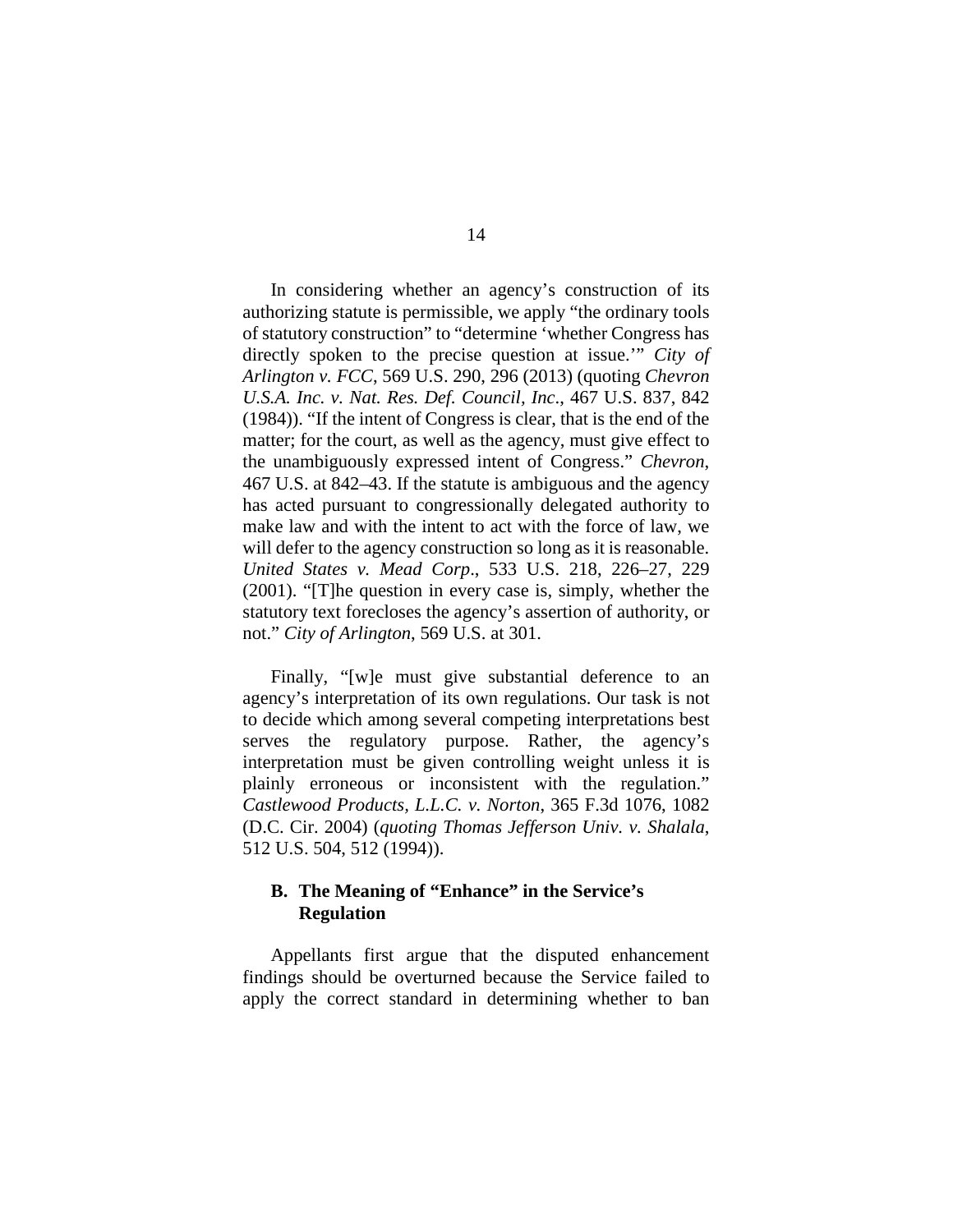In considering whether an agency's construction of its authorizing statute is permissible, we apply "the ordinary tools of statutory construction" to "determine 'whether Congress has directly spoken to the precise question at issue.'" *City of Arlington v. FCC*, 569 U.S. 290, 296 (2013) (quoting *Chevron U.S.A. Inc. v. Nat. Res. Def. Council, Inc*., 467 U.S. 837, 842 (1984)). "If the intent of Congress is clear, that is the end of the matter; for the court, as well as the agency, must give effect to the unambiguously expressed intent of Congress." *Chevron*, 467 U.S. at 842–43. If the statute is ambiguous and the agency has acted pursuant to congressionally delegated authority to make law and with the intent to act with the force of law, we will defer to the agency construction so long as it is reasonable. *United States v. Mead Corp*., 533 U.S. 218, 226–27, 229 (2001). "[T]he question in every case is, simply, whether the statutory text forecloses the agency's assertion of authority, or not." *City of Arlington*, 569 U.S. at 301.

Finally, "[w]e must give substantial deference to an agency's interpretation of its own regulations. Our task is not to decide which among several competing interpretations best serves the regulatory purpose. Rather, the agency's interpretation must be given controlling weight unless it is plainly erroneous or inconsistent with the regulation." *Castlewood Products, L.L.C. v. Norton*, 365 F.3d 1076, 1082 (D.C. Cir. 2004) (*quoting Thomas Jefferson Univ. v. Shalala*, 512 U.S. 504, 512 (1994)).

### B. The Meaning of "Enhance" in the Service's Regulation

Appellants first argue that the disputed enhancement findings should be overturned because the Service failed to apply the correct standard in determining whether to ban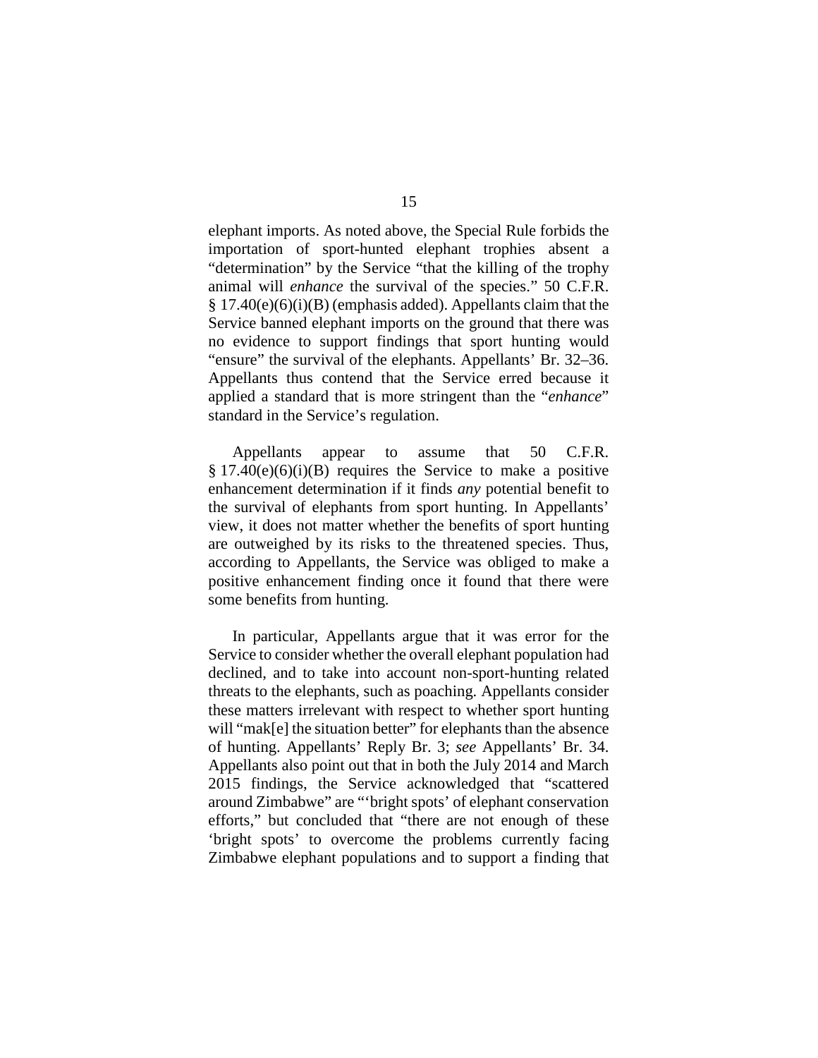elephant imports. As noted above, the Special Rule forbids the importation of sport-hunted elephant trophies absent a "determination" by the Service "that the killing of the trophy animal will *enhance* the survival of the species." 50 C.F.R. § 17.40(e)(6)(i)(B) (emphasis added). Appellants claim that the Service banned elephant imports on the ground that there was no evidence to support findings that sport hunting would "ensure" the survival of the elephants. Appellants' Br. 32–36. Appellants thus contend that the Service erred because it applied a standard that is more stringent than the "*enhance*" standard in the Service's regulation.

Appellants appear to assume that 50 C.F.R. § 17.40(e)(6)(i)(B) requires the Service to make a positive enhancement determination if it finds *any* potential benefit to the survival of elephants from sport hunting. In Appellants' view, it does not matter whether the benefits of sport hunting are outweighed by its risks to the threatened species. Thus, according to Appellants, the Service was obliged to make a positive enhancement finding once it found that there were some benefits from hunting.

In particular, Appellants argue that it was error for the Service to consider whether the overall elephant population had declined, and to take into account non-sport-hunting related threats to the elephants, such as poaching. Appellants consider these matters irrelevant with respect to whether sport hunting will "mak[e] the situation better" for elephants than the absence of hunting. Appellants' Reply Br. 3; *see* Appellants' Br. 34. Appellants also point out that in both the July 2014 and March 2015 findings, the Service acknowledged that "scattered around Zimbabwe" are "'bright spots' of elephant conservation efforts," but concluded that "there are not enough of these 'bright spots' to overcome the problems currently facing Zimbabwe elephant populations and to support a finding that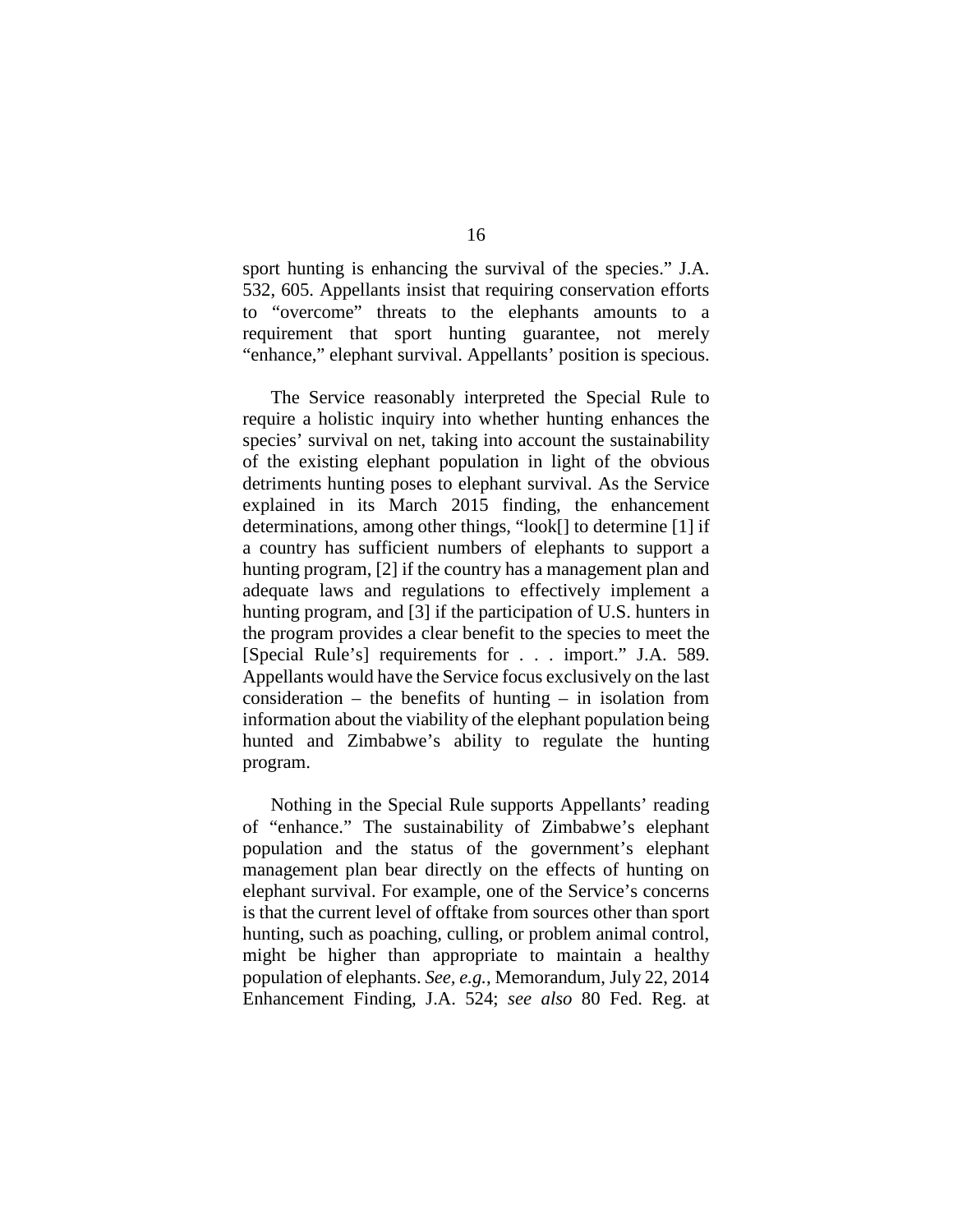sport hunting is enhancing the survival of the species." J.A. 532, 605. Appellants insist that requiring conservation efforts to "overcome" threats to the elephants amounts to a requirement that sport hunting guarantee, not merely "enhance," elephant survival. Appellants' position is specious.

The Service reasonably interpreted the Special Rule to require a holistic inquiry into whether hunting enhances the species' survival on net, taking into account the sustainability of the existing elephant population in light of the obvious detriments hunting poses to elephant survival. As the Service explained in its March 2015 finding, the enhancement determinations, among other things, "look[] to determine [1] if a country has sufficient numbers of elephants to support a hunting program, [2] if the country has a management plan and adequate laws and regulations to effectively implement a hunting program, and [3] if the participation of U.S. hunters in the program provides a clear benefit to the species to meet the [Special Rule's] requirements for . . . import." J.A. 589. Appellants would have the Service focus exclusively on the last consideration – the benefits of hunting – in isolation from information about the viability of the elephant population being hunted and Zimbabwe's ability to regulate the hunting program.

Nothing in the Special Rule supports Appellants' reading of "enhance." The sustainability of Zimbabwe's elephant population and the status of the government's elephant management plan bear directly on the effects of hunting on elephant survival. For example, one of the Service's concerns is that the current level of offtake from sources other than sport hunting, such as poaching, culling, or problem animal control, might be higher than appropriate to maintain a healthy population of elephants. *See, e.g.*, Memorandum, July 22, 2014 Enhancement Finding, J.A. 524; *see also* 80 Fed. Reg. at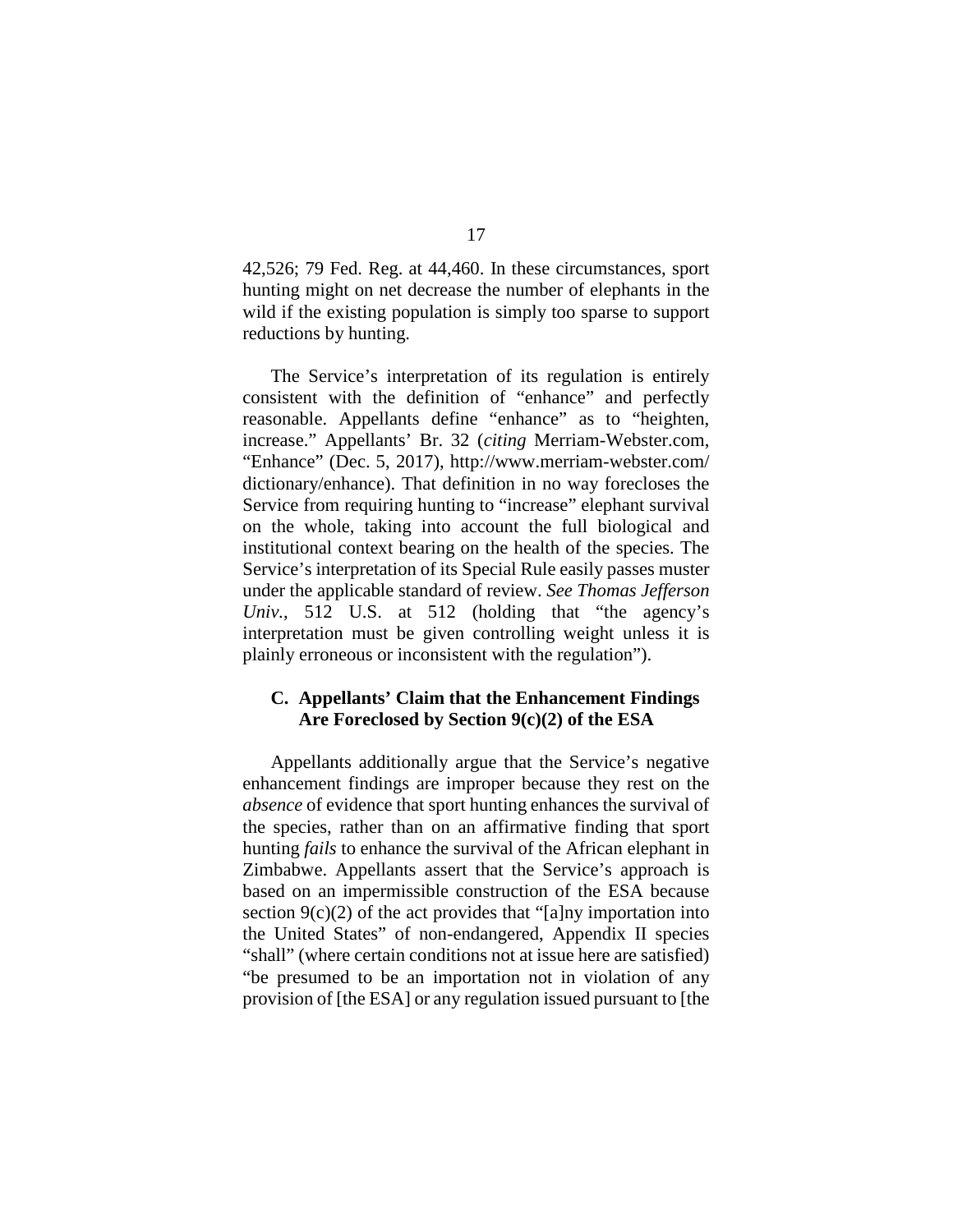42,526; 79 Fed. Reg. at 44,460. In these circumstances, sport hunting might on net decrease the number of elephants in the wild if the existing population is simply too sparse to support reductions by hunting.

The Service's interpretation of its regulation is entirely consistent with the definition of "enhance" and perfectly reasonable. Appellants define "enhance" as to "heighten, increase." Appellants' Br. 32 (*citing* Merriam-Webster.com, "Enhance" (Dec. 5, 2017), http://www.merriam-webster.com/dictionary/enhance). That definition in no way forecloses the Service from requiring hunting to "increase" elephant survival on the whole, taking into account the full biological and institutional context bearing on the health of the species. The Service's interpretation of its Special Rule easily passes muster under the applicable standard of review. *See Thomas Jefferson Univ.*, 512 U.S. at 512 (holding that "the agency's interpretation must be given controlling weight unless it is plainly erroneous or inconsistent with the regulation").

### C. Appellants' Claim that the Enhancement Findings Are Foreclosed by Section 9(c)(2) of the ESA

Appellants additionally argue that the Service's negative enhancement findings are improper because they rest on the *absence* of evidence that sport hunting enhances the survival of the species, rather than on an affirmative finding that sport hunting *fails* to enhance the survival of the African elephant in Zimbabwe. Appellants assert that the Service's approach is based on an impermissible construction of the ESA because section 9(c)(2) of the act provides that "[a]ny importation into the United States" of non-endangered, Appendix II species "shall" (where certain conditions not at issue here are satisfied) "be presumed to be an importation not in violation of any provision of [the ESA] or any regulation issued pursuant to [the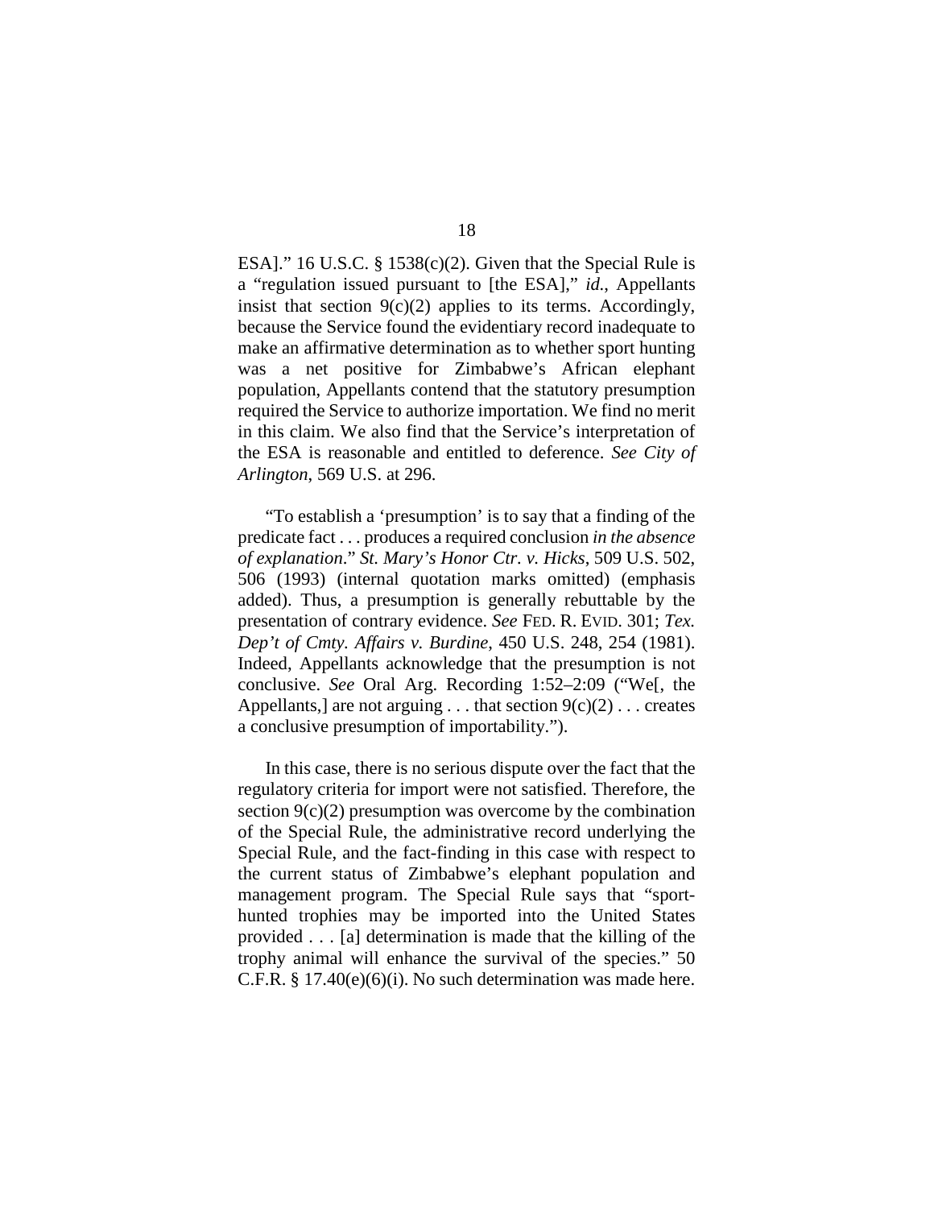ESA]." 16 U.S.C. § 1538(c)(2). Given that the Special Rule is a "regulation issued pursuant to [the ESA]," *id.*, Appellants insist that section 9(c)(2) applies to its terms. Accordingly, because the Service found the evidentiary record inadequate to make an affirmative determination as to whether sport hunting was a net positive for Zimbabwe's African elephant population, Appellants contend that the statutory presumption required the Service to authorize importation. We find no merit in this claim. We also find that the Service's interpretation of the ESA is reasonable and entitled to deference. *See City of Arlington*, 569 U.S. at 296.

"To establish a 'presumption' is to say that a finding of the predicate fact . . . produces a required conclusion *in the absence of explanation*." *St. Mary's Honor Ctr. v. Hicks*, 509 U.S. 502, 506 (1993) (internal quotation marks omitted) (emphasis added). Thus, a presumption is generally rebuttable by the presentation of contrary evidence. *See* FED. R. EVID. 301; *Tex. Dep't of Cmty. Affairs v. Burdine*, 450 U.S. 248, 254 (1981). Indeed, Appellants acknowledge that the presumption is not conclusive. *See* Oral Arg. Recording 1:52–2:09 ("We[, the Appellants,] are not arguing . . . that section 9(c)(2) . . . creates a conclusive presumption of importability.").

In this case, there is no serious dispute over the fact that the regulatory criteria for import were not satisfied. Therefore, the section 9(c)(2) presumption was overcome by the combination of the Special Rule, the administrative record underlying the Special Rule, and the fact-finding in this case with respect to the current status of Zimbabwe's elephant population and management program. The Special Rule says that "sport-hunted trophies may be imported into the United States provided . . . [a] determination is made that the killing of the trophy animal will enhance the survival of the species." 50 C.F.R. § 17.40(e)(6)(i). No such determination was made here.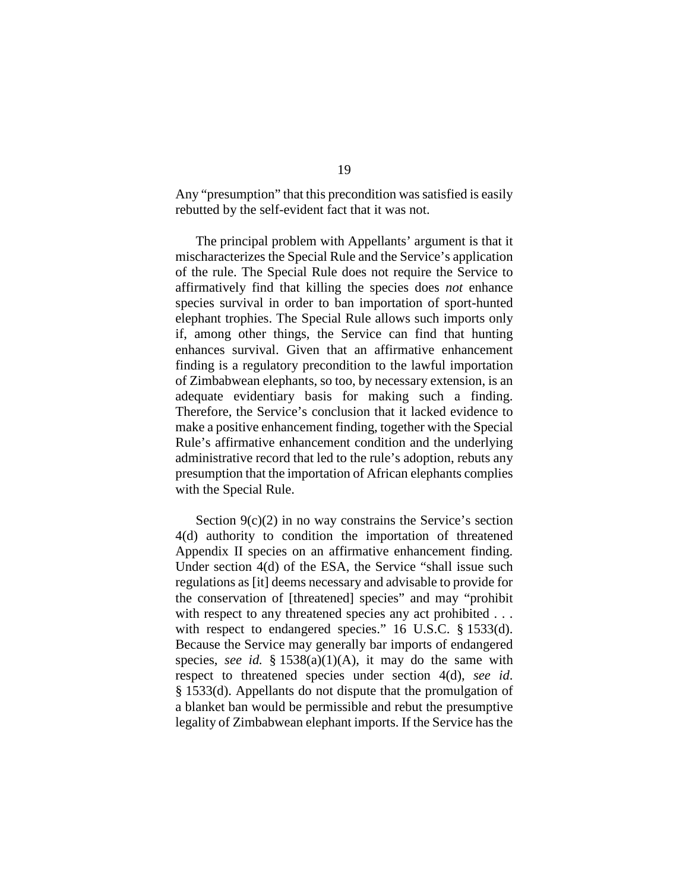Any "presumption" that this precondition was satisfied is easily rebutted by the self-evident fact that it was not.

The principal problem with Appellants' argument is that it mischaracterizes the Special Rule and the Service's application of the rule. The Special Rule does not require the Service to affirmatively find that killing the species does *not* enhance species survival in order to ban importation of sport-hunted elephant trophies. The Special Rule allows such imports only if, among other things, the Service can find that hunting enhances survival. Given that an affirmative enhancement finding is a regulatory precondition to the lawful importation of Zimbabwean elephants, so too, by necessary extension, is an adequate evidentiary basis for making such a finding. Therefore, the Service's conclusion that it lacked evidence to make a positive enhancement finding, together with the Special Rule's affirmative enhancement condition and the underlying administrative record that led to the rule's adoption, rebuts any presumption that the importation of African elephants complies with the Special Rule.

Section 9(c)(2) in no way constrains the Service's section 4(d) authority to condition the importation of threatened Appendix II species on an affirmative enhancement finding. Under section 4(d) of the ESA, the Service "shall issue such regulations as [it] deems necessary and advisable to provide for the conservation of [threatened] species" and may "prohibit with respect to any threatened species any act prohibited . . . with respect to endangered species." 16 U.S.C. § 1533(d). Because the Service may generally bar imports of endangered species, *see id.* § 1538(a)(1)(A), it may do the same with respect to threatened species under section 4(d), *see id.* § 1533(d). Appellants do not dispute that the promulgation of a blanket ban would be permissible and rebut the presumptive legality of Zimbabwean elephant imports. If the Service has the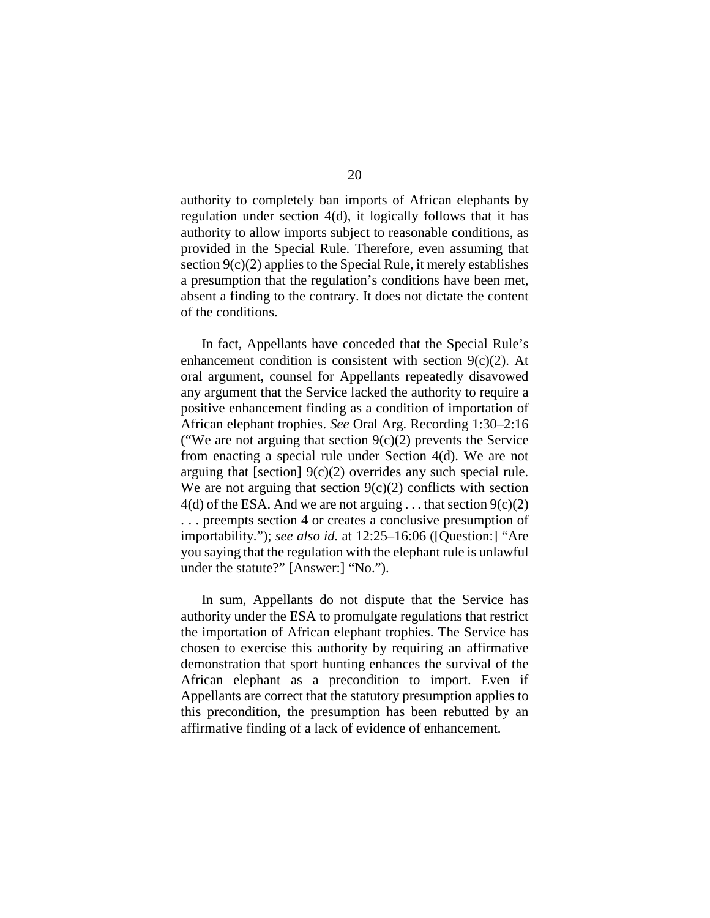authority to completely ban imports of African elephants by regulation under section 4(d), it logically follows that it has authority to allow imports subject to reasonable conditions, as provided in the Special Rule. Therefore, even assuming that section 9(c)(2) applies to the Special Rule, it merely establishes a presumption that the regulation's conditions have been met, absent a finding to the contrary. It does not dictate the content of the conditions.

In fact, Appellants have conceded that the Special Rule's enhancement condition is consistent with section 9(c)(2). At oral argument, counsel for Appellants repeatedly disavowed any argument that the Service lacked the authority to require a positive enhancement finding as a condition of importation of African elephant trophies. *See* Oral Arg. Recording 1:30–2:16 ("We are not arguing that section 9(c)(2) prevents the Service from enacting a special rule under Section 4(d). We are not arguing that [section] 9(c)(2) overrides any such special rule. We are not arguing that section 9(c)(2) conflicts with section 4(d) of the ESA. And we are not arguing . . . that section 9(c)(2) . . . preempts section 4 or creates a conclusive presumption of importability."); *see also id.* at 12:25–16:06 ([Question:] "Are you saying that the regulation with the elephant rule is unlawful under the statute?" [Answer:] "No.").

In sum, Appellants do not dispute that the Service has authority under the ESA to promulgate regulations that restrict the importation of African elephant trophies. The Service has chosen to exercise this authority by requiring an affirmative demonstration that sport hunting enhances the survival of the African elephant as a precondition to import. Even if Appellants are correct that the statutory presumption applies to this precondition, the presumption has been rebutted by an affirmative finding of a lack of evidence of enhancement.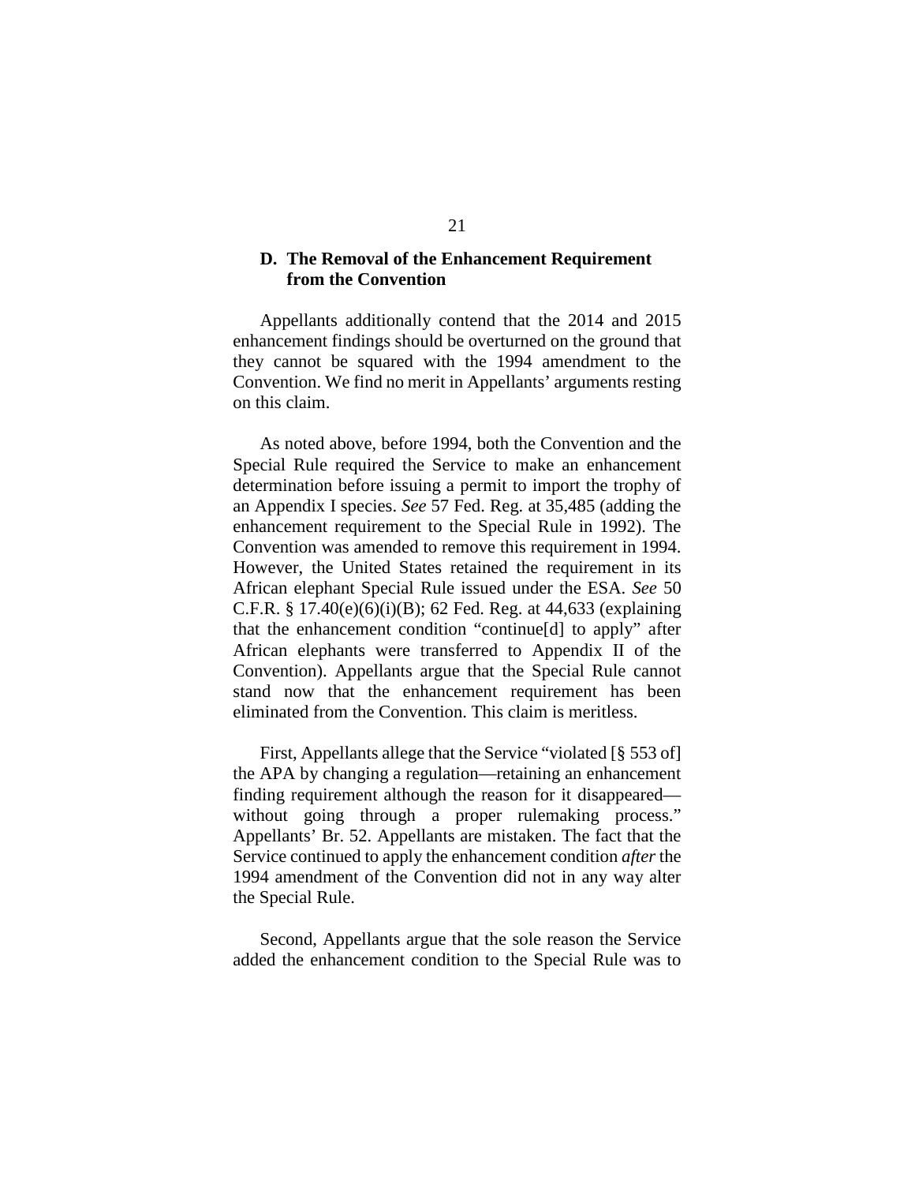### D. The Removal of the Enhancement Requirement from the Convention

Appellants additionally contend that the 2014 and 2015 enhancement findings should be overturned on the ground that they cannot be squared with the 1994 amendment to the Convention. We find no merit in Appellants' arguments resting on this claim.

As noted above, before 1994, both the Convention and the Special Rule required the Service to make an enhancement determination before issuing a permit to import the trophy of an Appendix I species. *See* 57 Fed. Reg. at 35,485 (adding the enhancement requirement to the Special Rule in 1992). The Convention was amended to remove this requirement in 1994. However, the United States retained the requirement in its African elephant Special Rule issued under the ESA. *See* 50 C.F.R. § 17.40(e)(6)(i)(B); 62 Fed. Reg. at 44,633 (explaining that the enhancement condition "continue[d] to apply" after African elephants were transferred to Appendix II of the Convention). Appellants argue that the Special Rule cannot stand now that the enhancement requirement has been eliminated from the Convention. This claim is meritless.

First, Appellants allege that the Service "violated [§ 553 of] the APA by changing a regulation—retaining an enhancement finding requirement although the reason for it disappeared—without going through a proper rulemaking process." Appellants' Br. 52. Appellants are mistaken. The fact that the Service continued to apply the enhancement condition *after* the 1994 amendment of the Convention did not in any way alter the Special Rule.

Second, Appellants argue that the sole reason the Service added the enhancement condition to the Special Rule was to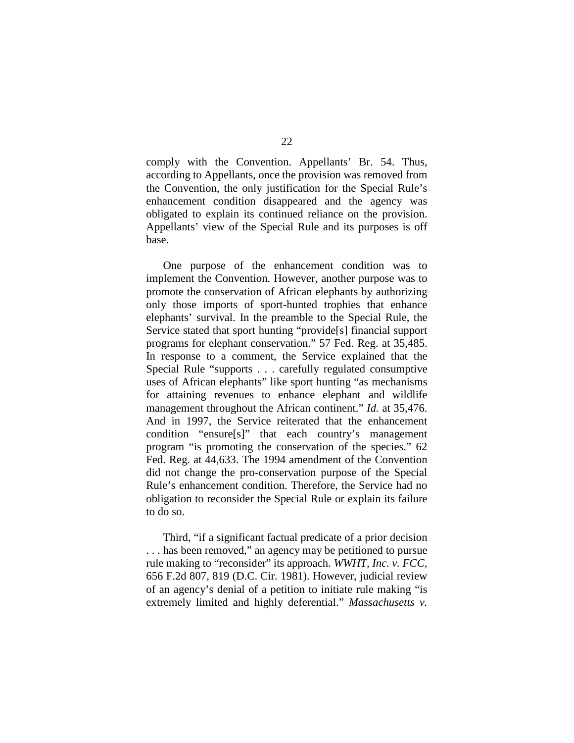comply with the Convention. Appellants' Br. 54. Thus, according to Appellants, once the provision was removed from the Convention, the only justification for the Special Rule's enhancement condition disappeared and the agency was obligated to explain its continued reliance on the provision. Appellants' view of the Special Rule and its purposes is off base.

One purpose of the enhancement condition was to implement the Convention. However, another purpose was to promote the conservation of African elephants by authorizing only those imports of sport-hunted trophies that enhance elephants' survival. In the preamble to the Special Rule, the Service stated that sport hunting "provide[s] financial support programs for elephant conservation." 57 Fed. Reg. at 35,485. In response to a comment, the Service explained that the Special Rule "supports . . . carefully regulated consumptive uses of African elephants" like sport hunting "as mechanisms for attaining revenues to enhance elephant and wildlife management throughout the African continent." *Id.* at 35,476. And in 1997, the Service reiterated that the enhancement condition "ensure[s]" that each country's management program "is promoting the conservation of the species." 62 Fed. Reg. at 44,633. The 1994 amendment of the Convention did not change the pro-conservation purpose of the Special Rule's enhancement condition. Therefore, the Service had no obligation to reconsider the Special Rule or explain its failure to do so.

Third, "if a significant factual predicate of a prior decision . . . has been removed," an agency may be petitioned to pursue rule making to "reconsider" its approach. *WWHT, Inc. v. FCC*, 656 F.2d 807, 819 (D.C. Cir. 1981). However, judicial review of an agency's denial of a petition to initiate rule making "is extremely limited and highly deferential." *Massachusetts v.*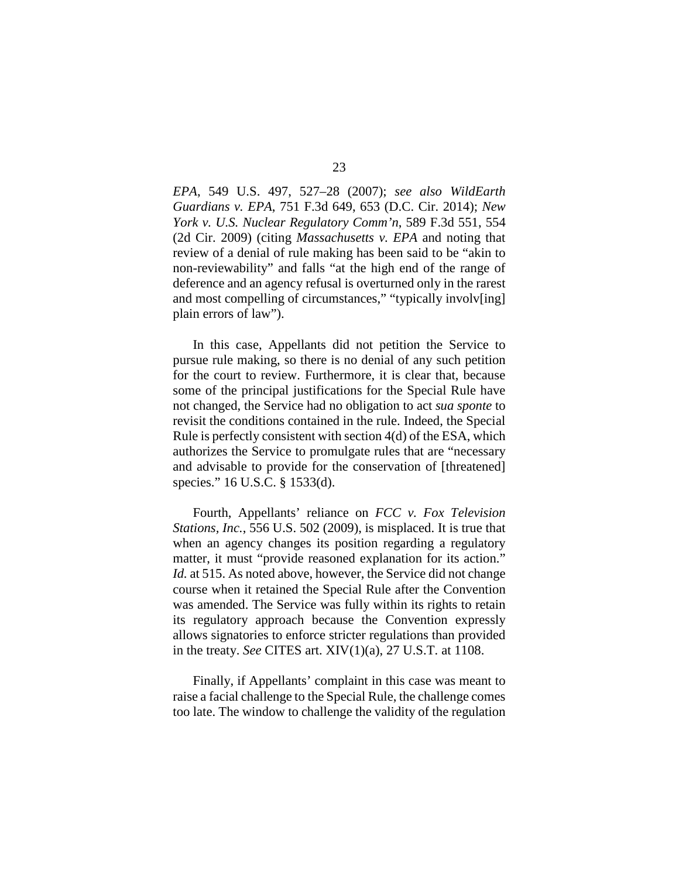*EPA*, 549 U.S. 497, 527–28 (2007); *see also WildEarth Guardians v. EPA*, 751 F.3d 649, 653 (D.C. Cir. 2014); *New York v. U.S. Nuclear Regulatory Comm'n*, 589 F.3d 551, 554 (2d Cir. 2009) (citing *Massachusetts v. EPA* and noting that review of a denial of rule making has been said to be "akin to non-reviewability" and falls "at the high end of the range of deference and an agency refusal is overturned only in the rarest and most compelling of circumstances," "typically involv[ing] plain errors of law").

In this case, Appellants did not petition the Service to pursue rule making, so there is no denial of any such petition for the court to review. Furthermore, it is clear that, because some of the principal justifications for the Special Rule have not changed, the Service had no obligation to act *sua sponte* to revisit the conditions contained in the rule. Indeed, the Special Rule is perfectly consistent with section 4(d) of the ESA, which authorizes the Service to promulgate rules that are "necessary and advisable to provide for the conservation of [threatened] species." 16 U.S.C. § 1533(d).

Fourth, Appellants' reliance on *FCC v. Fox Television Stations, Inc.*, 556 U.S. 502 (2009), is misplaced. It is true that when an agency changes its position regarding a regulatory matter, it must "provide reasoned explanation for its action." *Id.* at 515. As noted above, however, the Service did not change course when it retained the Special Rule after the Convention was amended. The Service was fully within its rights to retain its regulatory approach because the Convention expressly allows signatories to enforce stricter regulations than provided in the treaty. *See* CITES art. XIV(1)(a), 27 U.S.T. at 1108.

Finally, if Appellants' complaint in this case was meant to raise a facial challenge to the Special Rule, the challenge comes too late. The window to challenge the validity of the regulation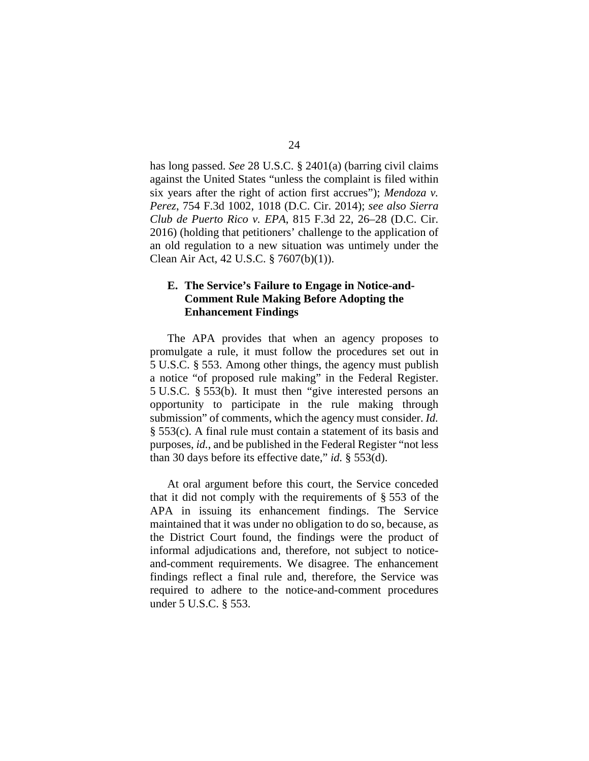has long passed. *See* 28 U.S.C. § 2401(a) (barring civil claims against the United States "unless the complaint is filed within six years after the right of action first accrues"); *Mendoza v. Perez*, 754 F.3d 1002, 1018 (D.C. Cir. 2014); *see also Sierra Club de Puerto Rico v. EPA*, 815 F.3d 22, 26–28 (D.C. Cir. 2016) (holding that petitioners' challenge to the application of an old regulation to a new situation was untimely under the Clean Air Act, 42 U.S.C. § 7607(b)(1)).

### E. The Service's Failure to Engage in Notice-and-Comment Rule Making Before Adopting the Enhancement Findings

The APA provides that when an agency proposes to promulgate a rule, it must follow the procedures set out in 5 U.S.C. § 553. Among other things, the agency must publish a notice "of proposed rule making" in the Federal Register. 5 U.S.C. § 553(b). It must then "give interested persons an opportunity to participate in the rule making through submission" of comments, which the agency must consider. *Id.* § 553(c). A final rule must contain a statement of its basis and purposes, *id.*, and be published in the Federal Register "not less than 30 days before its effective date," *id.* § 553(d).

At oral argument before this court, the Service conceded that it did not comply with the requirements of § 553 of the APA in issuing its enhancement findings. The Service maintained that it was under no obligation to do so, because, as the District Court found, the findings were the product of informal adjudications and, therefore, not subject to notice-and-comment requirements. We disagree. The enhancement findings reflect a final rule and, therefore, the Service was required to adhere to the notice-and-comment procedures under 5 U.S.C. § 553.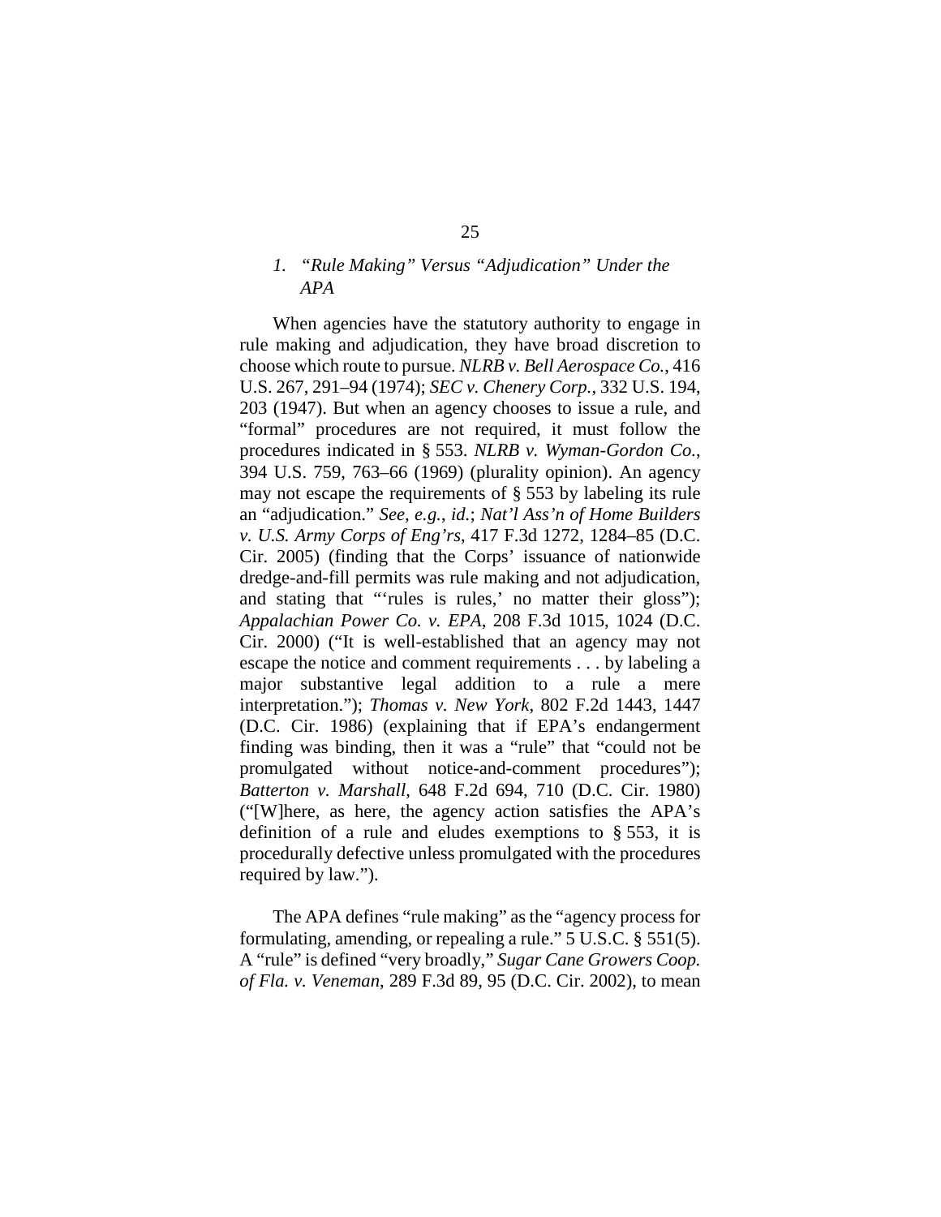### *1. "Rule Making" Versus "Adjudication" Under the APA*

When agencies have the statutory authority to engage in rule making and adjudication, they have broad discretion to choose which route to pursue. *NLRB v. Bell Aerospace Co.*, 416 U.S. 267, 291–94 (1974); *SEC v. Chenery Corp.*, 332 U.S. 194, 203 (1947). But when an agency chooses to issue a rule, and "formal" procedures are not required, it must follow the procedures indicated in § 553. *NLRB v. Wyman-Gordon Co.*, 394 U.S. 759, 763–66 (1969) (plurality opinion). An agency may not escape the requirements of § 553 by labeling its rule an "adjudication." *See, e.g.*, *id.*; *Nat'l Ass'n of Home Builders v. U.S. Army Corps of Eng'rs*, 417 F.3d 1272, 1284–85 (D.C. Cir. 2005) (finding that the Corps' issuance of nationwide dredge-and-fill permits was rule making and not adjudication, and stating that "'rules is rules,' no matter their gloss"); *Appalachian Power Co. v. EPA*, 208 F.3d 1015, 1024 (D.C. Cir. 2000) ("It is well-established that an agency may not escape the notice and comment requirements . . . by labeling a major substantive legal addition to a rule a mere interpretation."); *Thomas v. New York*, 802 F.2d 1443, 1447 (D.C. Cir. 1986) (explaining that if EPA's endangerment finding was binding, then it was a "rule" that "could not be promulgated without notice-and-comment procedures"); *Batterton v. Marshall*, 648 F.2d 694, 710 (D.C. Cir. 1980) ("[W]here, as here, the agency action satisfies the APA's definition of a rule and eludes exemptions to § 553, it is procedurally defective unless promulgated with the procedures required by law.").

The APA defines "rule making" as the "agency process for formulating, amending, or repealing a rule." 5 U.S.C. § 551(5). A "rule" is defined "very broadly," *Sugar Cane Growers Coop. of Fla. v. Veneman*, 289 F.3d 89, 95 (D.C. Cir. 2002), to mean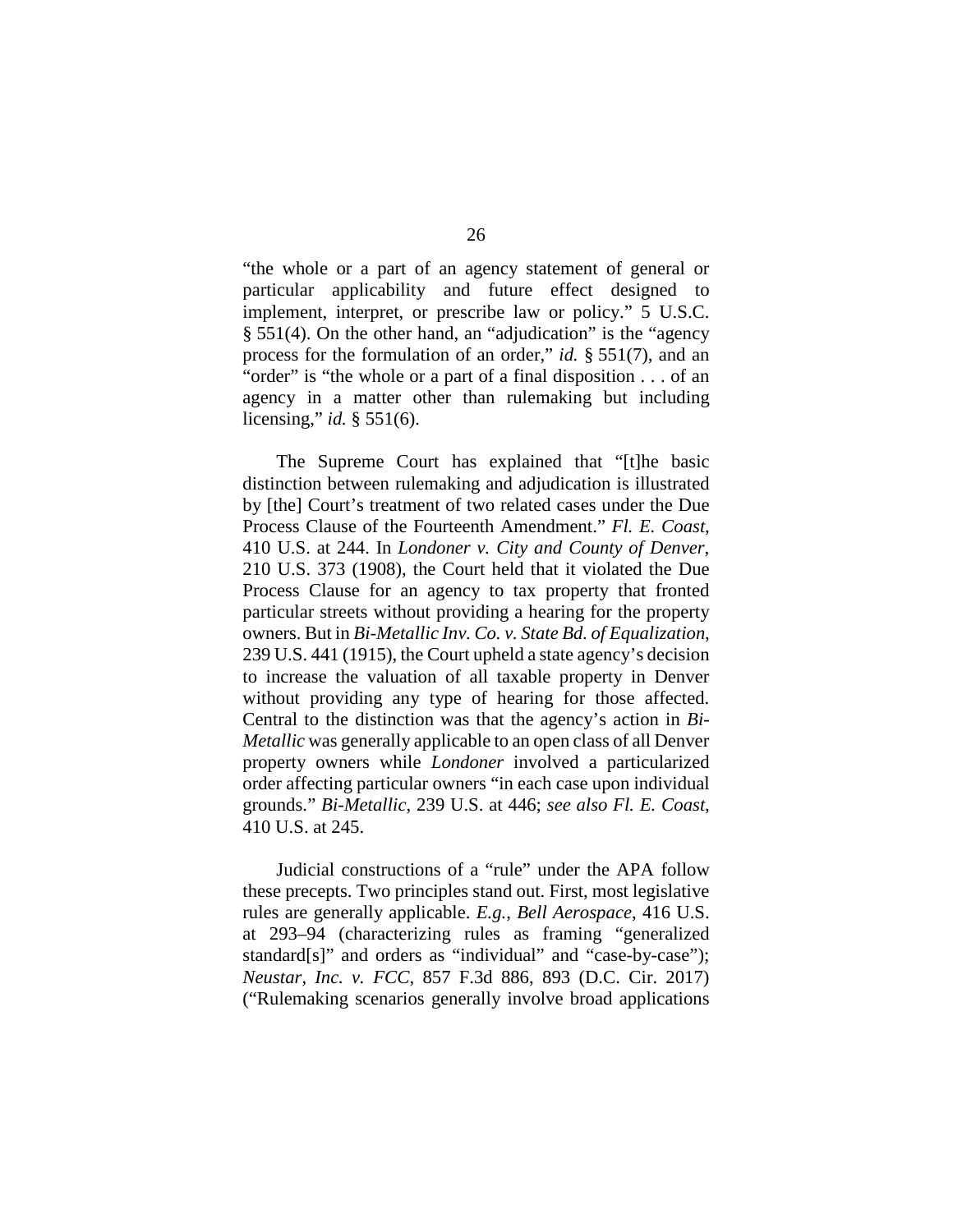"the whole or a part of an agency statement of general or particular applicability and future effect designed to implement, interpret, or prescribe law or policy." 5 U.S.C. § 551(4). On the other hand, an "adjudication" is the "agency process for the formulation of an order," *id.* § 551(7), and an "order" is "the whole or a part of a final disposition . . . of an agency in a matter other than rulemaking but including licensing," *id.* § 551(6).

The Supreme Court has explained that "[t]he basic distinction between rulemaking and adjudication is illustrated by [the] Court's treatment of two related cases under the Due Process Clause of the Fourteenth Amendment." *Fl. E. Coast*, 410 U.S. at 244. In *Londoner v. City and County of Denver*, 210 U.S. 373 (1908), the Court held that it violated the Due Process Clause for an agency to tax property that fronted particular streets without providing a hearing for the property owners. But in *Bi-Metallic Inv. Co. v. State Bd. of Equalization*, 239 U.S. 441 (1915), the Court upheld a state agency's decision to increase the valuation of all taxable property in Denver without providing any type of hearing for those affected. Central to the distinction was that the agency's action in *Bi-Metallic* was generally applicable to an open class of all Denver property owners while *Londoner* involved a particularized order affecting particular owners "in each case upon individual grounds." *Bi-Metallic*, 239 U.S. at 446; *see also Fl. E. Coast*, 410 U.S. at 245.

Judicial constructions of a "rule" under the APA follow these precepts. Two principles stand out. First, most legislative rules are generally applicable. *E.g.*, *Bell Aerospace*, 416 U.S. at 293–94 (characterizing rules as framing "generalized standard[s]" and orders as "individual" and "case-by-case"); *Neustar, Inc. v. FCC*, 857 F.3d 886, 893 (D.C. Cir. 2017) ("Rulemaking scenarios generally involve broad applications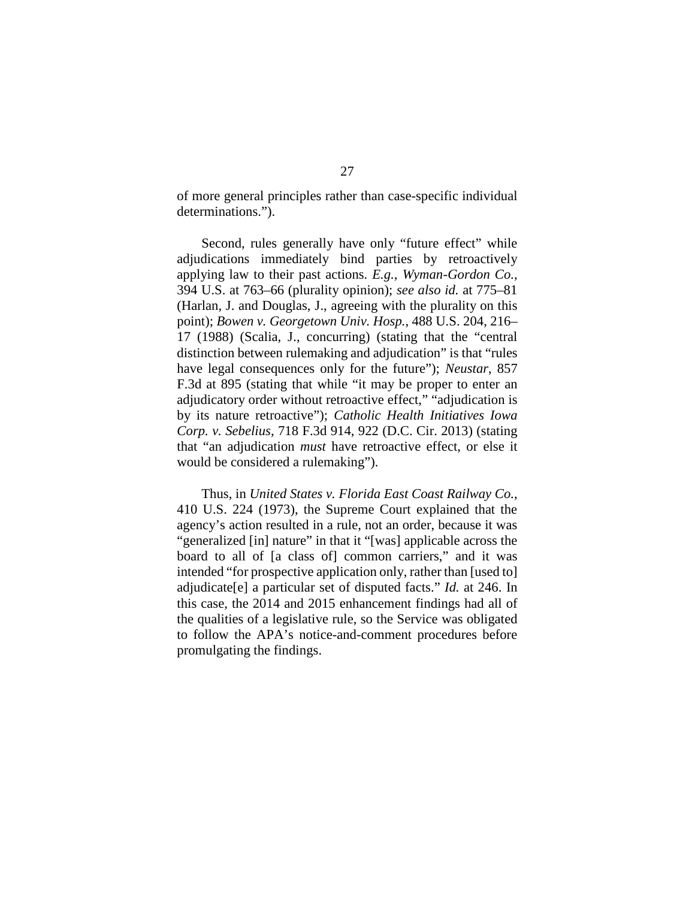of more general principles rather than case-specific individual determinations.").

Second, rules generally have only "future effect" while adjudications immediately bind parties by retroactively applying law to their past actions. *E.g.*, *Wyman-Gordon Co.*, 394 U.S. at 763–66 (plurality opinion); *see also id.* at 775–81 (Harlan, J. and Douglas, J., agreeing with the plurality on this point); *Bowen v. Georgetown Univ. Hosp.*, 488 U.S. 204, 216–17 (1988) (Scalia, J., concurring) (stating that the "central distinction between rulemaking and adjudication" is that "rules have legal consequences only for the future"); *Neustar*, 857 F.3d at 895 (stating that while "it may be proper to enter an adjudicatory order without retroactive effect," "adjudication is by its nature retroactive"); *Catholic Health Initiatives Iowa Corp. v. Sebelius*, 718 F.3d 914, 922 (D.C. Cir. 2013) (stating that "an adjudication *must* have retroactive effect, or else it would be considered a rulemaking").

Thus, in *United States v. Florida East Coast Railway Co.*, 410 U.S. 224 (1973), the Supreme Court explained that the agency's action resulted in a rule, not an order, because it was "generalized [in] nature" in that it "[was] applicable across the board to all of [a class of] common carriers," and it was intended "for prospective application only, rather than [used to] adjudicate[e] a particular set of disputed facts." *Id.* at 246. In this case, the 2014 and 2015 enhancement findings had all of the qualities of a legislative rule, so the Service was obligated to follow the APA's notice-and-comment procedures before promulgating the findings.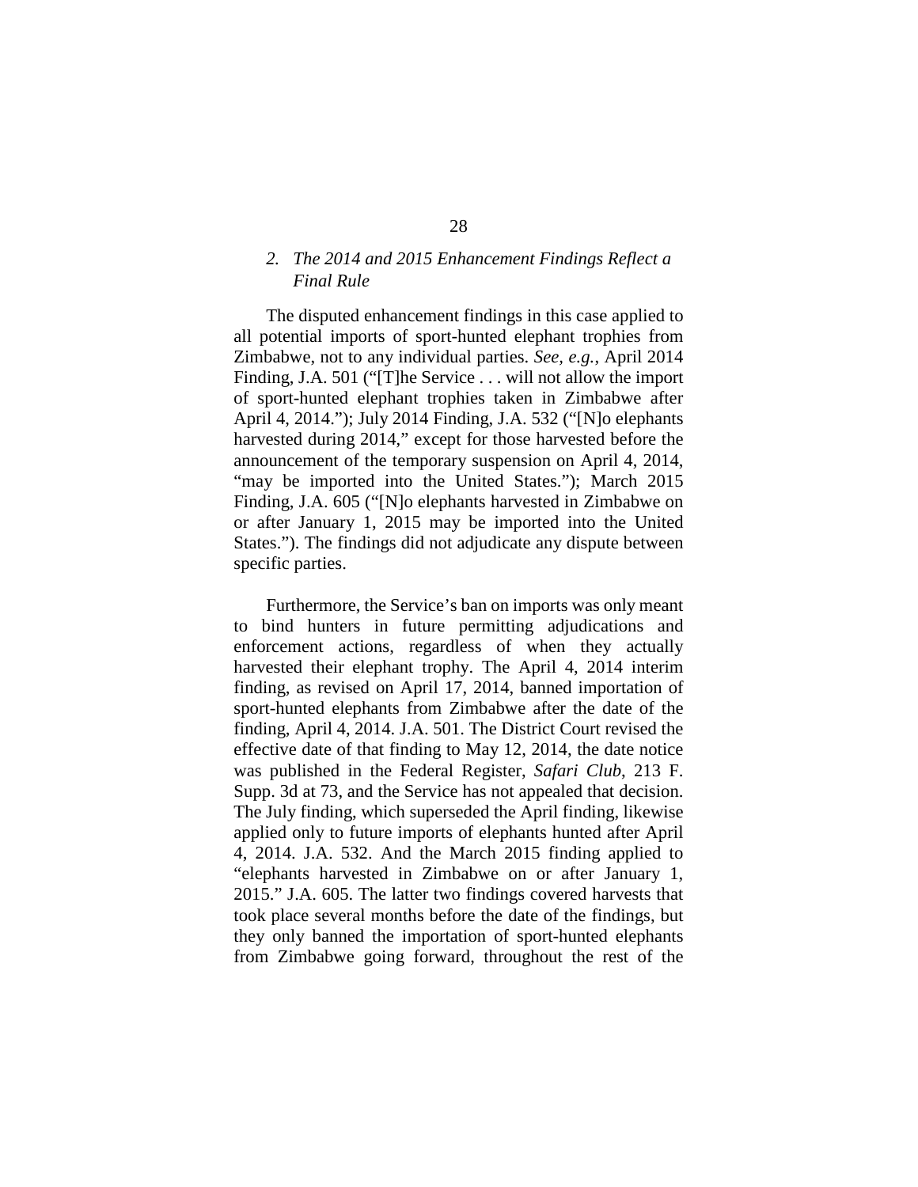### *2. The 2014 and 2015 Enhancement Findings Reflect a Final Rule*

The disputed enhancement findings in this case applied to all potential imports of sport-hunted elephant trophies from Zimbabwe, not to any individual parties. *See, e.g.*, April 2014 Finding, J.A. 501 ("[T]he Service . . . will not allow the import of sport-hunted elephant trophies taken in Zimbabwe after April 4, 2014."); July 2014 Finding, J.A. 532 ("[N]o elephants harvested during 2014," except for those harvested before the announcement of the temporary suspension on April 4, 2014, "may be imported into the United States."); March 2015 Finding, J.A. 605 ("[N]o elephants harvested in Zimbabwe on or after January 1, 2015 may be imported into the United States."). The findings did not adjudicate any dispute between specific parties.

Furthermore, the Service's ban on imports was only meant to bind hunters in future permitting adjudications and enforcement actions, regardless of when they actually harvested their elephant trophy. The April 4, 2014 interim finding, as revised on April 17, 2014, banned importation of sport-hunted elephants from Zimbabwe after the date of the finding, April 4, 2014. J.A. 501. The District Court revised the effective date of that finding to May 12, 2014, the date notice was published in the Federal Register, *Safari Club*, 213 F. Supp. 3d at 73, and the Service has not appealed that decision. The July finding, which superseded the April finding, likewise applied only to future imports of elephants hunted after April 4, 2014. J.A. 532. And the March 2015 finding applied to "elephants harvested in Zimbabwe on or after January 1, 2015." J.A. 605. The latter two findings covered harvests that took place several months before the date of the findings, but they only banned the importation of sport-hunted elephants from Zimbabwe going forward, throughout the rest of the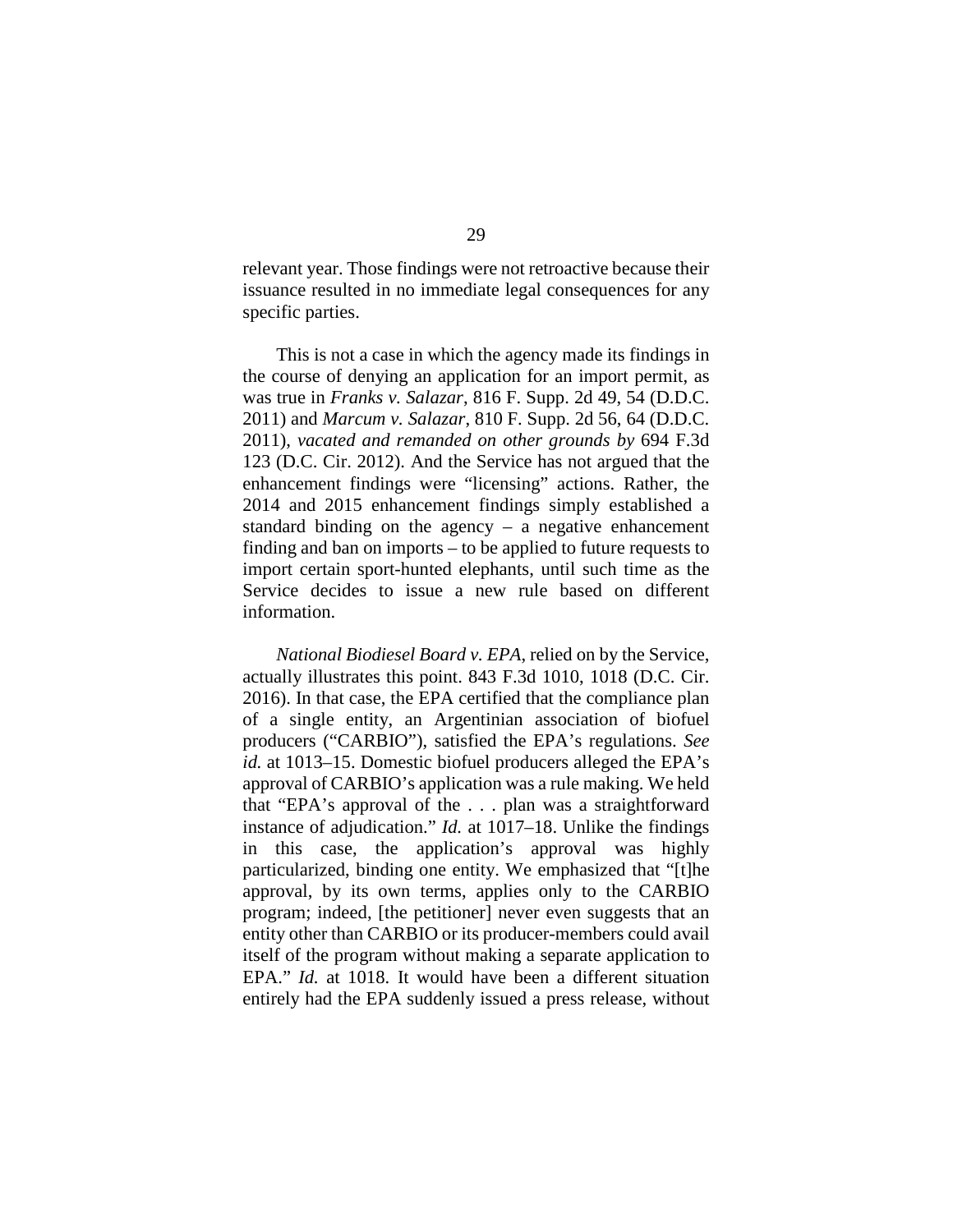relevant year. Those findings were not retroactive because their issuance resulted in no immediate legal consequences for any specific parties.

This is not a case in which the agency made its findings in the course of denying an application for an import permit, as was true in *Franks v. Salazar*, 816 F. Supp. 2d 49, 54 (D.D.C. 2011) and *Marcum v. Salazar*, 810 F. Supp. 2d 56, 64 (D.D.C. 2011), *vacated and remanded on other grounds by* 694 F.3d 123 (D.C. Cir. 2012). And the Service has not argued that the enhancement findings were "licensing" actions. Rather, the 2014 and 2015 enhancement findings simply established a standard binding on the agency – a negative enhancement finding and ban on imports – to be applied to future requests to import certain sport-hunted elephants, until such time as the Service decides to issue a new rule based on different information.

*National Biodiesel Board v. EPA*, relied on by the Service, actually illustrates this point. 843 F.3d 1010, 1018 (D.C. Cir. 2016). In that case, the EPA certified that the compliance plan of a single entity, an Argentinian association of biofuel producers ("CARBIO"), satisfied the EPA's regulations. *See id.* at 1013–15. Domestic biofuel producers alleged the EPA's approval of CARBIO's application was a rule making. We held that "EPA's approval of the . . . plan was a straightforward instance of adjudication." *Id.* at 1017–18. Unlike the findings in this case, the application's approval was highly particularized, binding one entity. We emphasized that "[t]he approval, by its own terms, applies only to the CARBIO program; indeed, [the petitioner] never even suggests that an entity other than CARBIO or its producer-members could avail itself of the program without making a separate application to EPA." *Id.* at 1018. It would have been a different situation entirely had the EPA suddenly issued a press release, without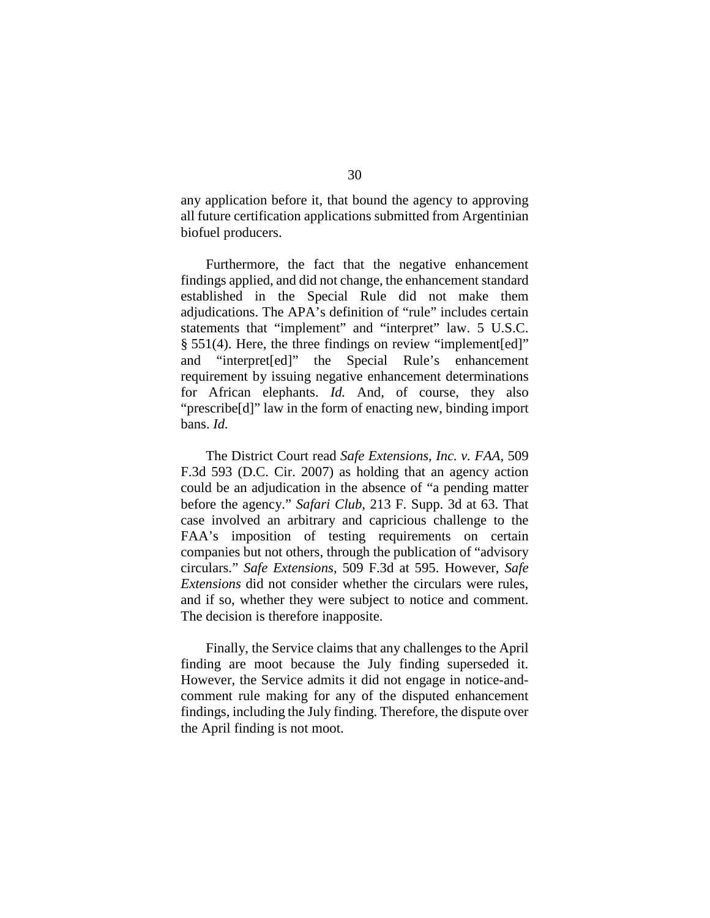any application before it, that bound the agency to approving all future certification applications submitted from Argentinian biofuel producers.

Furthermore, the fact that the negative enhancement findings applied, and did not change, the enhancement standard established in the Special Rule did not make them adjudications. The APA's definition of "rule" includes certain statements that "implement" and "interpret" law. 5 U.S.C. § 551(4). Here, the three findings on review "implement[ed]" and "interpret[ed]" the Special Rule's enhancement requirement by issuing negative enhancement determinations for African elephants. *Id.* And, of course, they also "prescribe[d]" law in the form of enacting new, binding import bans. *Id.*

The District Court read *Safe Extensions, Inc. v. FAA*, 509 F.3d 593 (D.C. Cir. 2007) as holding that an agency action could be an adjudication in the absence of "a pending matter before the agency." *Safari Club*, 213 F. Supp. 3d at 63. That case involved an arbitrary and capricious challenge to the FAA's imposition of testing requirements on certain companies but not others, through the publication of "advisory circulars." *Safe Extensions*, 509 F.3d at 595. However, *Safe Extensions* did not consider whether the circulars were rules, and if so, whether they were subject to notice and comment. The decision is therefore inapposite.

Finally, the Service claims that any challenges to the April finding are moot because the July finding superseded it. However, the Service admits it did not engage in notice-and-comment rule making for any of the disputed enhancement findings, including the July finding. Therefore, the dispute over the April finding is not moot.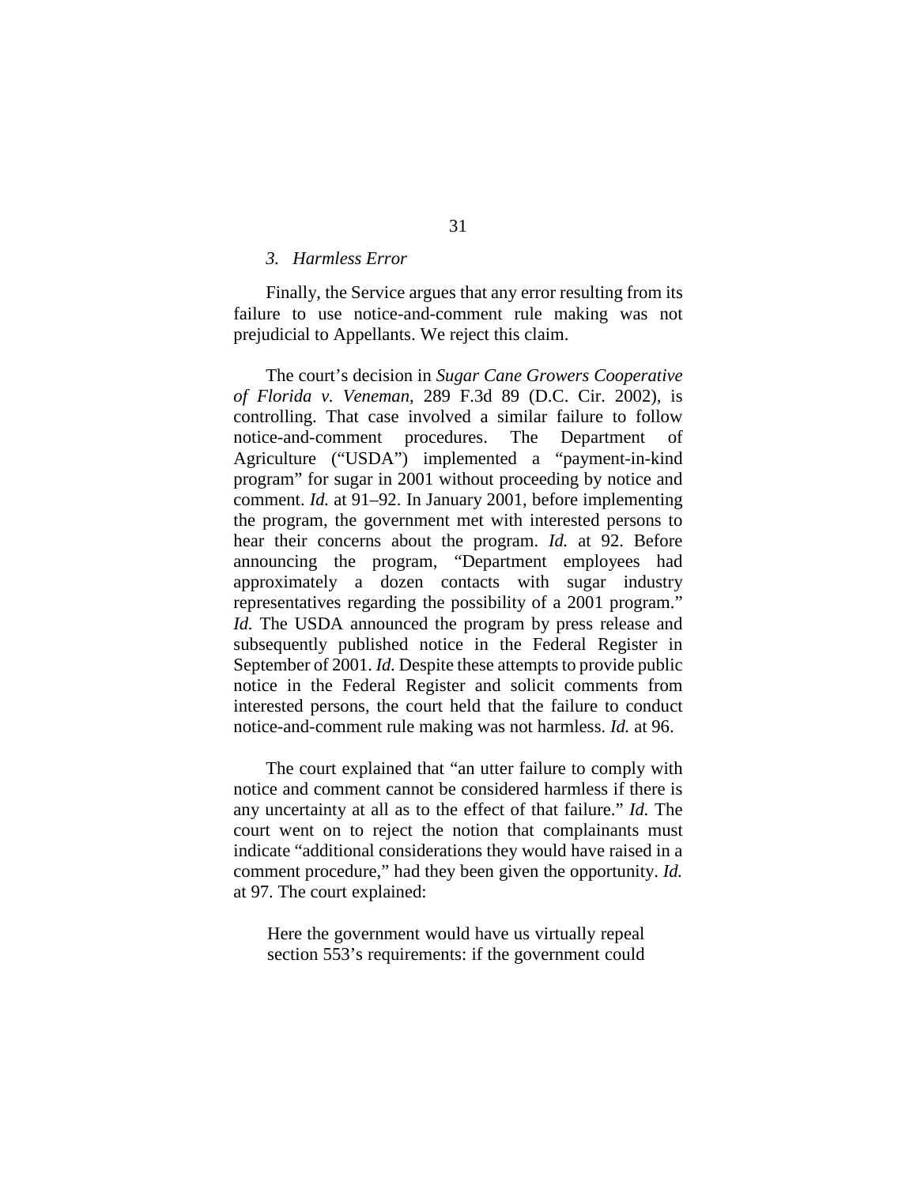### *3. Harmless Error*

Finally, the Service argues that any error resulting from its failure to use notice-and-comment rule making was not prejudicial to Appellants. We reject this claim.

The court's decision in *Sugar Cane Growers Cooperative of Florida v. Veneman*, 289 F.3d 89 (D.C. Cir. 2002), is controlling. That case involved a similar failure to follow notice-and-comment procedures. The Department of Agriculture ("USDA") implemented a "payment-in-kind program" for sugar in 2001 without proceeding by notice and comment. *Id.* at 91–92. In January 2001, before implementing the program, the government met with interested persons to hear their concerns about the program. *Id.* at 92. Before announcing the program, "Department employees had approximately a dozen contacts with sugar industry representatives regarding the possibility of a 2001 program." *Id.* The USDA announced the program by press release and subsequently published notice in the Federal Register in September of 2001. *Id.* Despite these attempts to provide public notice in the Federal Register and solicit comments from interested persons, the court held that the failure to conduct notice-and-comment rule making was not harmless. *Id.* at 96.

The court explained that "an utter failure to comply with notice and comment cannot be considered harmless if there is any uncertainty at all as to the effect of that failure." *Id.* The court went on to reject the notion that complainants must indicate "additional considerations they would have raised in a comment procedure," had they been given the opportunity. *Id.* at 97. The court explained:

> Here the government would have us virtually repeal section 553's requirements: if the government could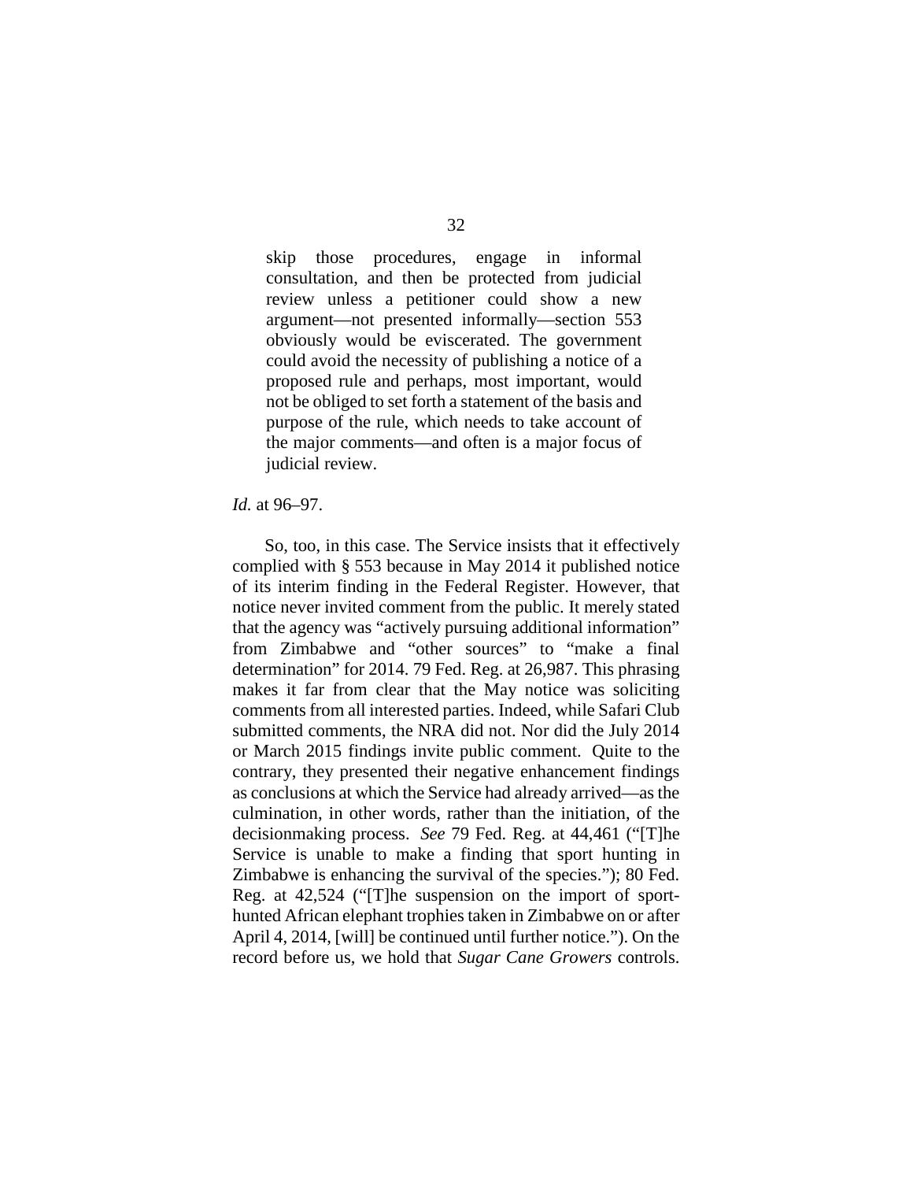> skip those procedures, engage in informal consultation, and then be protected from judicial review unless a petitioner could show a new argument—not presented informally—section 553 obviously would be eviscerated. The government could avoid the necessity of publishing a notice of a proposed rule and perhaps, most important, would not be obliged to set forth a statement of the basis and purpose of the rule, which needs to take account of the major comments—and often is a major focus of judicial review.

*Id.* at 96–97.

So, too, in this case. The Service insists that it effectively complied with § 553 because in May 2014 it published notice of its interim finding in the Federal Register. However, that notice never invited comment from the public. It merely stated that the agency was "actively pursuing additional information" from Zimbabwe and "other sources" to "make a final determination" for 2014. 79 Fed. Reg. at 26,987. This phrasing makes it far from clear that the May notice was soliciting comments from all interested parties. Indeed, while Safari Club submitted comments, the NRA did not. Nor did the July 2014 or March 2015 findings invite public comment. Quite to the contrary, they presented their negative enhancement findings as conclusions at which the Service had already arrived—as the culmination, in other words, rather than the initiation, of the decisionmaking process. *See* 79 Fed. Reg. at 44,461 ("[T]he Service is unable to make a finding that sport hunting in Zimbabwe is enhancing the survival of the species."); 80 Fed. Reg. at 42,524 ("[T]he suspension on the import of sport-hunted African elephant trophies taken in Zimbabwe on or after April 4, 2014, [will] be continued until further notice."). On the record before us, we hold that *Sugar Cane Growers* controls.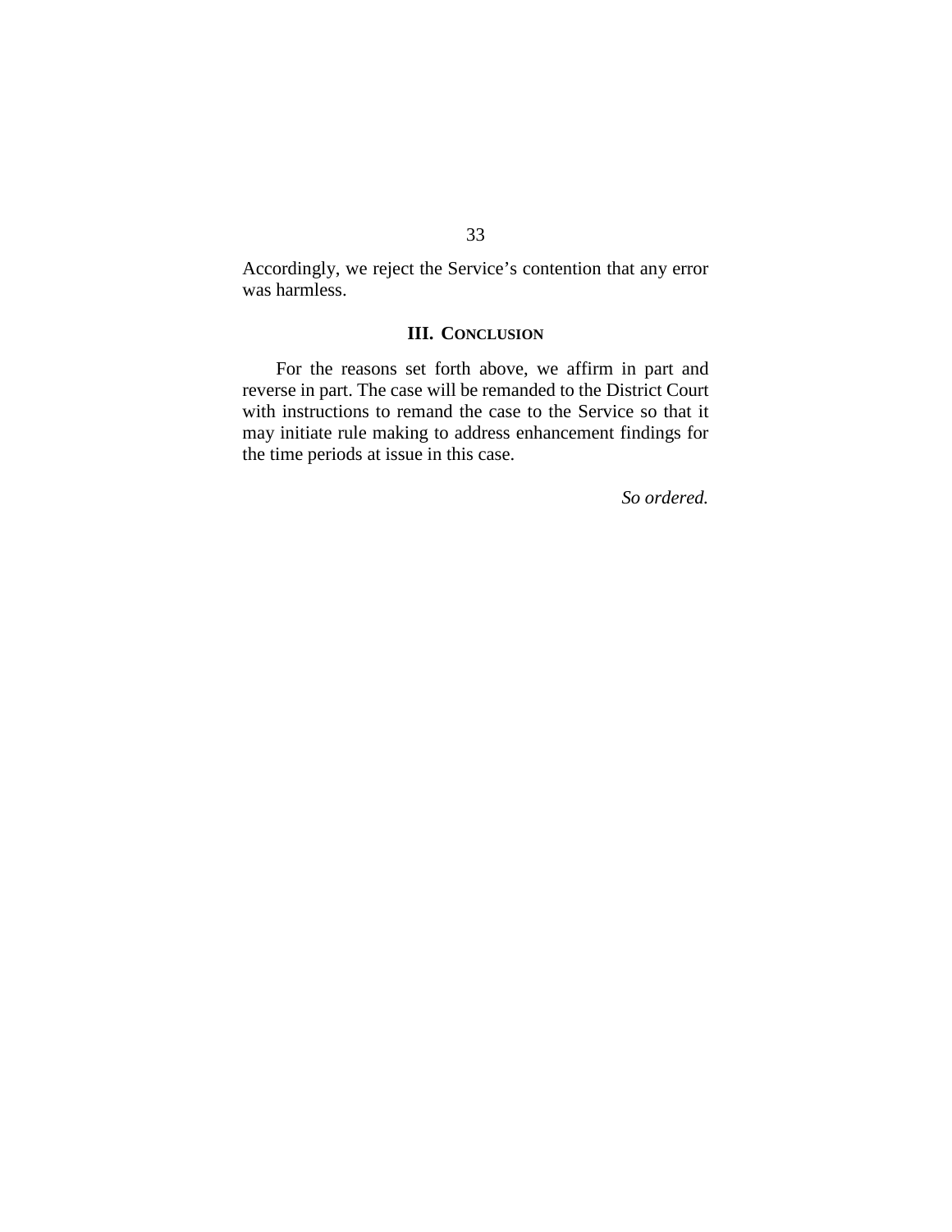Accordingly, we reject the Service's contention that any error was harmless.

## III. CONCLUSION

For the reasons set forth above, we affirm in part and reverse in part. The case will be remanded to the District Court with instructions to remand the case to the Service so that it may initiate rule making to address enhancement findings for the time periods at issue in this case.

*So ordered.*